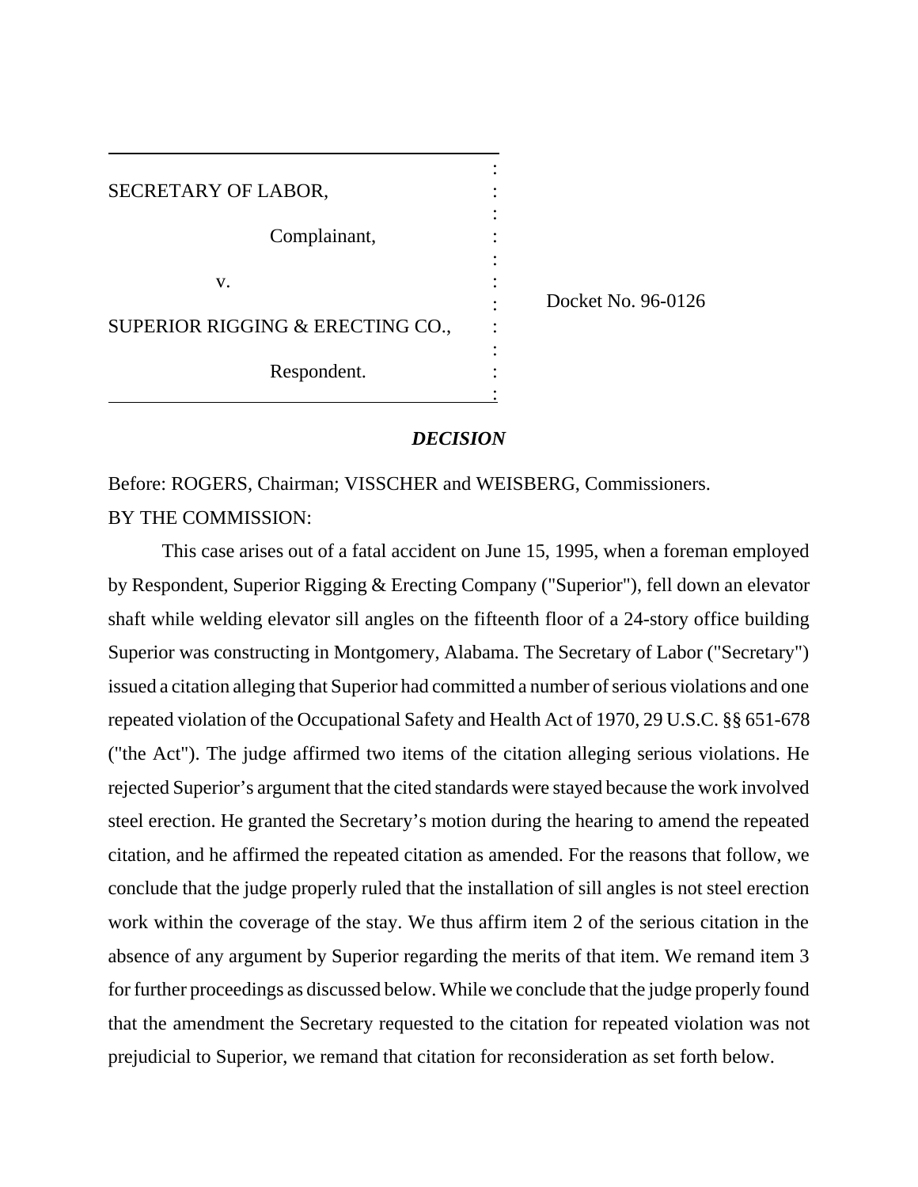| | | |
|---|---|---|
| SECRETARY OF LABOR, | : | |
| Complainant, | : | |
| v. | : | Docket No. 96-0126 |
| SUPERIOR RIGGING & ERECTING CO., | : | |
| Respondent. | : | |

## *DECISION*

Before: ROGERS, Chairman; VISSCHER and WEISBERG, Commissioners.

BY THE COMMISSION:

This case arises out of a fatal accident on June 15, 1995, when a foreman employed by Respondent, Superior Rigging & Erecting Company ("Superior"), fell down an elevator shaft while welding elevator sill angles on the fifteenth floor of a 24-story office building Superior was constructing in Montgomery, Alabama. The Secretary of Labor ("Secretary") issued a citation alleging that Superior had committed a number of serious violations and one repeated violation of the Occupational Safety and Health Act of 1970, 29 U.S.C. §§ 651-678 ("the Act"). The judge affirmed two items of the citation alleging serious violations. He rejected Superior's argument that the cited standards were stayed because the work involved steel erection. He granted the Secretary's motion during the hearing to amend the repeated citation, and he affirmed the repeated citation as amended. For the reasons that follow, we conclude that the judge properly ruled that the installation of sill angles is not steel erection work within the coverage of the stay. We thus affirm item 2 of the serious citation in the absence of any argument by Superior regarding the merits of that item. We remand item 3 for further proceedings as discussed below. While we conclude that the judge properly found that the amendment the Secretary requested to the citation for repeated violation was not prejudicial to Superior, we remand that citation for reconsideration as set forth below.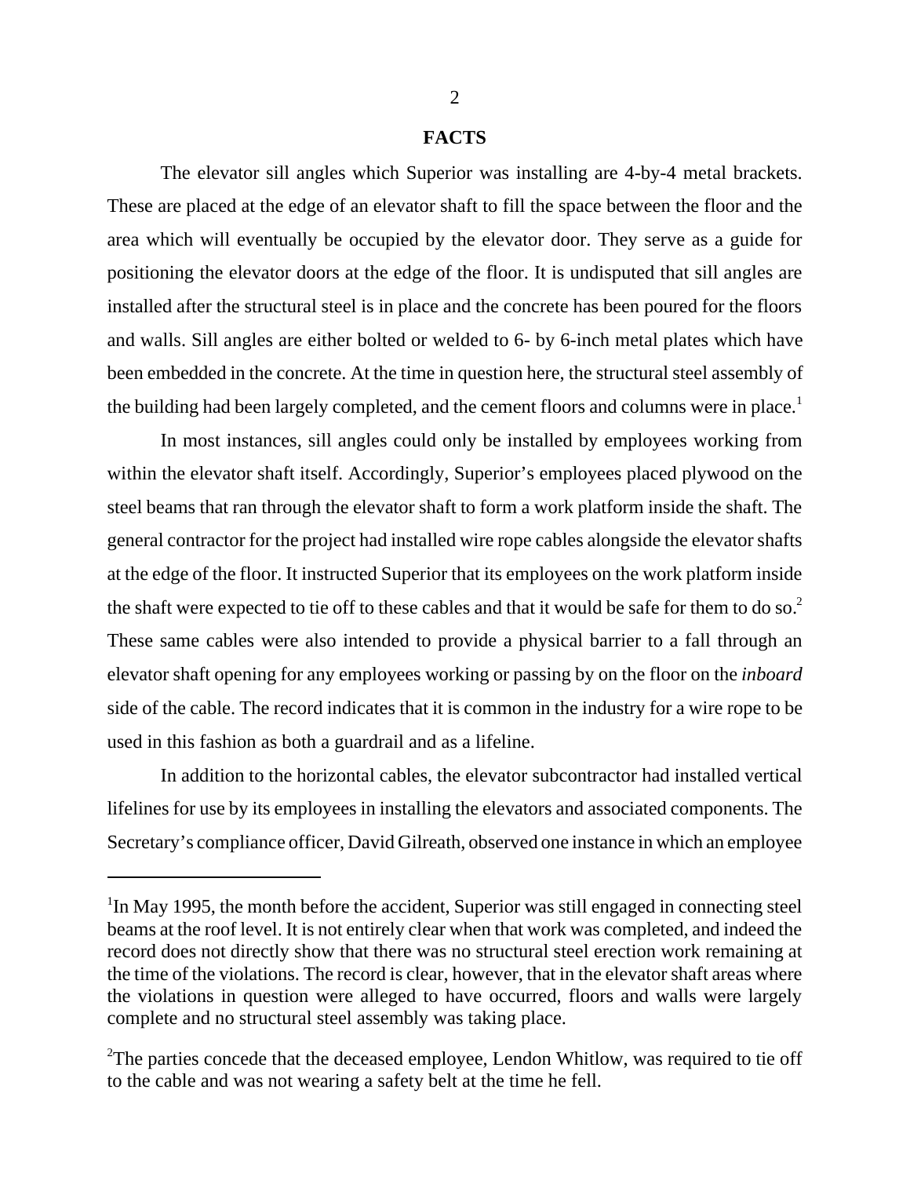## FACTS

The elevator sill angles which Superior was installing are 4-by-4 metal brackets. These are placed at the edge of an elevator shaft to fill the space between the floor and the area which will eventually be occupied by the elevator door. They serve as a guide for positioning the elevator doors at the edge of the floor. It is undisputed that sill angles are installed after the structural steel is in place and the concrete has been poured for the floors and walls. Sill angles are either bolted or welded to 6- by 6-inch metal plates which have been embedded in the concrete. At the time in question here, the structural steel assembly of the building had been largely completed, and the cement floors and columns were in place.[1]

In most instances, sill angles could only be installed by employees working from within the elevator shaft itself. Accordingly, Superior's employees placed plywood on the steel beams that ran through the elevator shaft to form a work platform inside the shaft. The general contractor for the project had installed wire rope cables alongside the elevator shafts at the edge of the floor. It instructed Superior that its employees on the work platform inside the shaft were expected to tie off to these cables and that it would be safe for them to do so.[2] These same cables were also intended to provide a physical barrier to a fall through an elevator shaft opening for any employees working or passing by on the floor on the *inboard* side of the cable. The record indicates that it is common in the industry for a wire rope to be used in this fashion as both a guardrail and as a lifeline.

In addition to the horizontal cables, the elevator subcontractor had installed vertical lifelines for use by its employees in installing the elevators and associated components. The Secretary's compliance officer, David Gilreath, observed one instance in which an employee

---

[1]In May 1995, the month before the accident, Superior was still engaged in connecting steel beams at the roof level. It is not entirely clear when that work was completed, and indeed the record does not directly show that there was no structural steel erection work remaining at the time of the violations. The record is clear, however, that in the elevator shaft areas where the violations in question were alleged to have occurred, floors and walls were largely complete and no structural steel assembly was taking place.

[2]The parties concede that the deceased employee, Lendon Whitlow, was required to tie off to the cable and was not wearing a safety belt at the time he fell.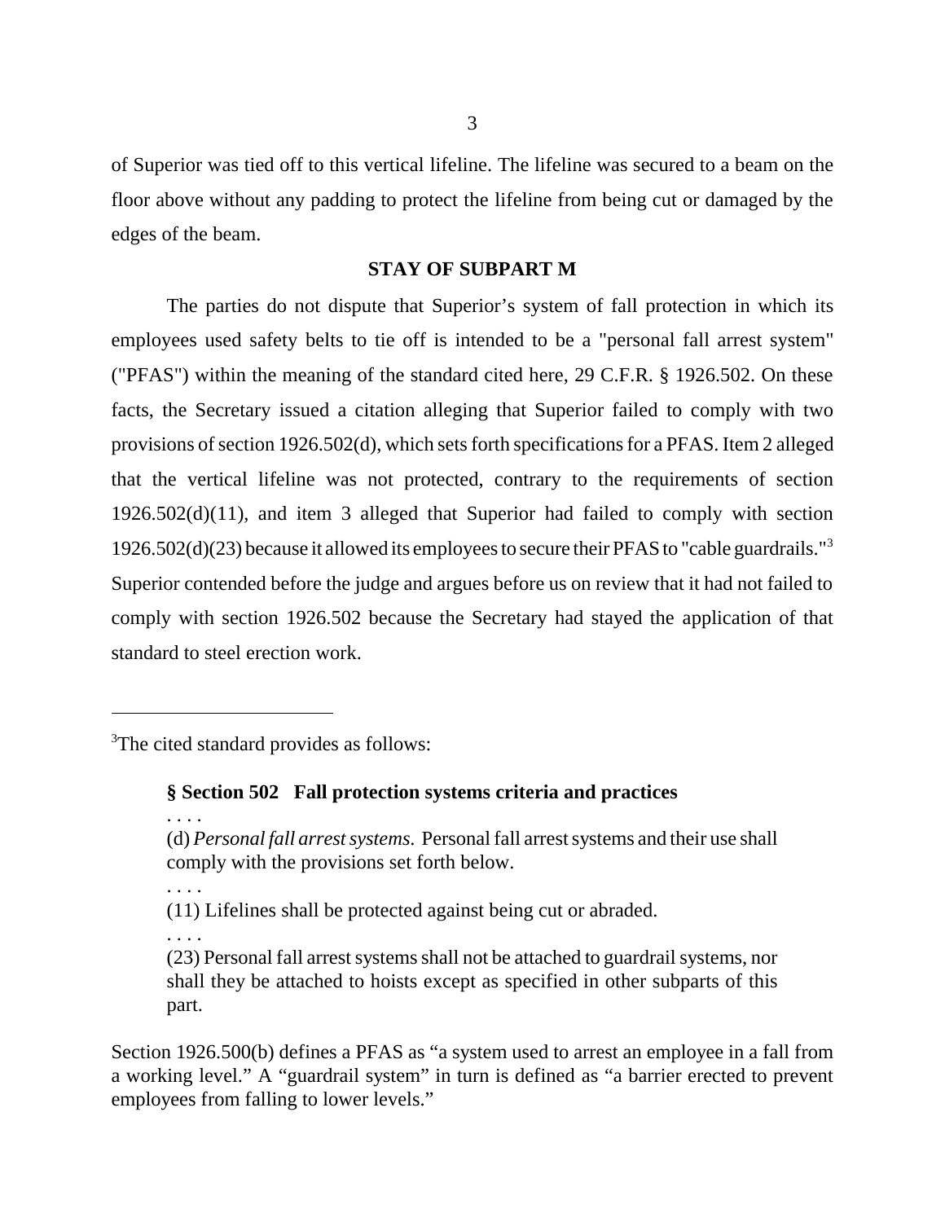of Superior was tied off to this vertical lifeline. The lifeline was secured to a beam on the floor above without any padding to protect the lifeline from being cut or damaged by the edges of the beam.

## STAY OF SUBPART M

The parties do not dispute that Superior's system of fall protection in which its employees used safety belts to tie off is intended to be a "personal fall arrest system" ("PFAS") within the meaning of the standard cited here, 29 C.F.R. § 1926.502. On these facts, the Secretary issued a citation alleging that Superior failed to comply with two provisions of section 1926.502(d), which sets forth specifications for a PFAS. Item 2 alleged that the vertical lifeline was not protected, contrary to the requirements of section 1926.502(d)(11), and item 3 alleged that Superior had failed to comply with section 1926.502(d)(23) because it allowed its employees to secure their PFAS to "cable guardrails."[3] Superior contended before the judge and argues before us on review that it had not failed to comply with section 1926.502 because the Secretary had stayed the application of that standard to steel erection work.

---

[3]The cited standard provides as follows:

> **§ Section 502 Fall protection systems criteria and practices**
>
> . . . .
>
> (d) *Personal fall arrest systems*. Personal fall arrest systems and their use shall comply with the provisions set forth below.
>
> . . . .
>
> (11) Lifelines shall be protected against being cut or abraded.
>
> . . . .
>
> (23) Personal fall arrest systems shall not be attached to guardrail systems, nor shall they be attached to hoists except as specified in other subparts of this part.

Section 1926.500(b) defines a PFAS as "a system used to arrest an employee in a fall from a working level." A "guardrail system" in turn is defined as "a barrier erected to prevent employees from falling to lower levels."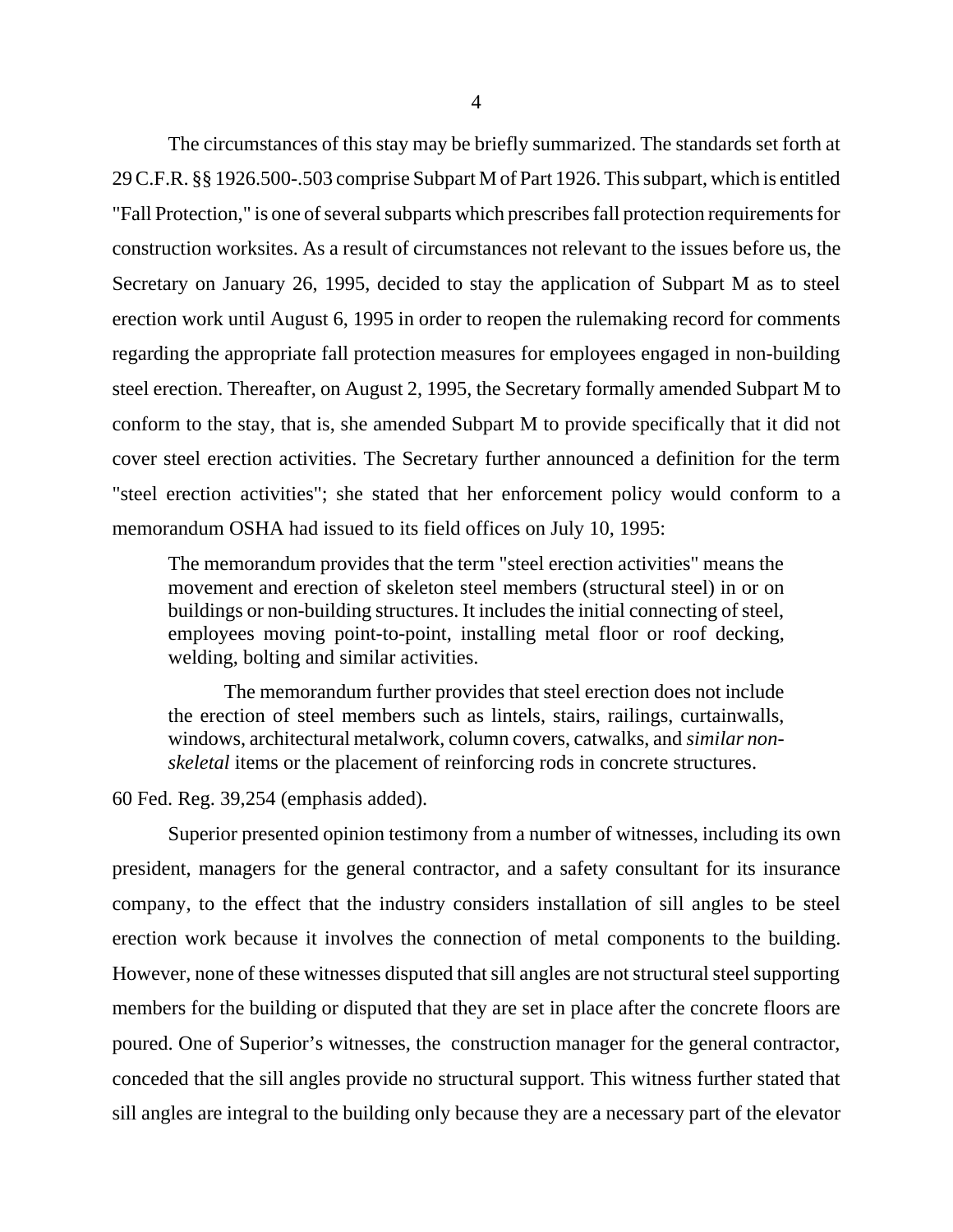The circumstances of this stay may be briefly summarized. The standards set forth at 29 C.F.R. §§ 1926.500-.503 comprise Subpart M of Part 1926. This subpart, which is entitled "Fall Protection," is one of several subparts which prescribes fall protection requirements for construction worksites. As a result of circumstances not relevant to the issues before us, the Secretary on January 26, 1995, decided to stay the application of Subpart M as to steel erection work until August 6, 1995 in order to reopen the rulemaking record for comments regarding the appropriate fall protection measures for employees engaged in non-building steel erection. Thereafter, on August 2, 1995, the Secretary formally amended Subpart M to conform to the stay, that is, she amended Subpart M to provide specifically that it did not cover steel erection activities. The Secretary further announced a definition for the term "steel erection activities"; she stated that her enforcement policy would conform to a memorandum OSHA had issued to its field offices on July 10, 1995:

> The memorandum provides that the term "steel erection activities" means the movement and erection of skeleton steel members (structural steel) in or on buildings or non-building structures. It includes the initial connecting of steel, employees moving point-to-point, installing metal floor or roof decking, welding, bolting and similar activities.
>
> The memorandum further provides that steel erection does not include the erection of steel members such as lintels, stairs, railings, curtainwalls, windows, architectural metalwork, column covers, catwalks, and *similar non-skeletal* items or the placement of reinforcing rods in concrete structures.

60 Fed. Reg. 39,254 (emphasis added).

Superior presented opinion testimony from a number of witnesses, including its own president, managers for the general contractor, and a safety consultant for its insurance company, to the effect that the industry considers installation of sill angles to be steel erection work because it involves the connection of metal components to the building. However, none of these witnesses disputed that sill angles are not structural steel supporting members for the building or disputed that they are set in place after the concrete floors are poured. One of Superior's witnesses, the construction manager for the general contractor, conceded that the sill angles provide no structural support. This witness further stated that sill angles are integral to the building only because they are a necessary part of the elevator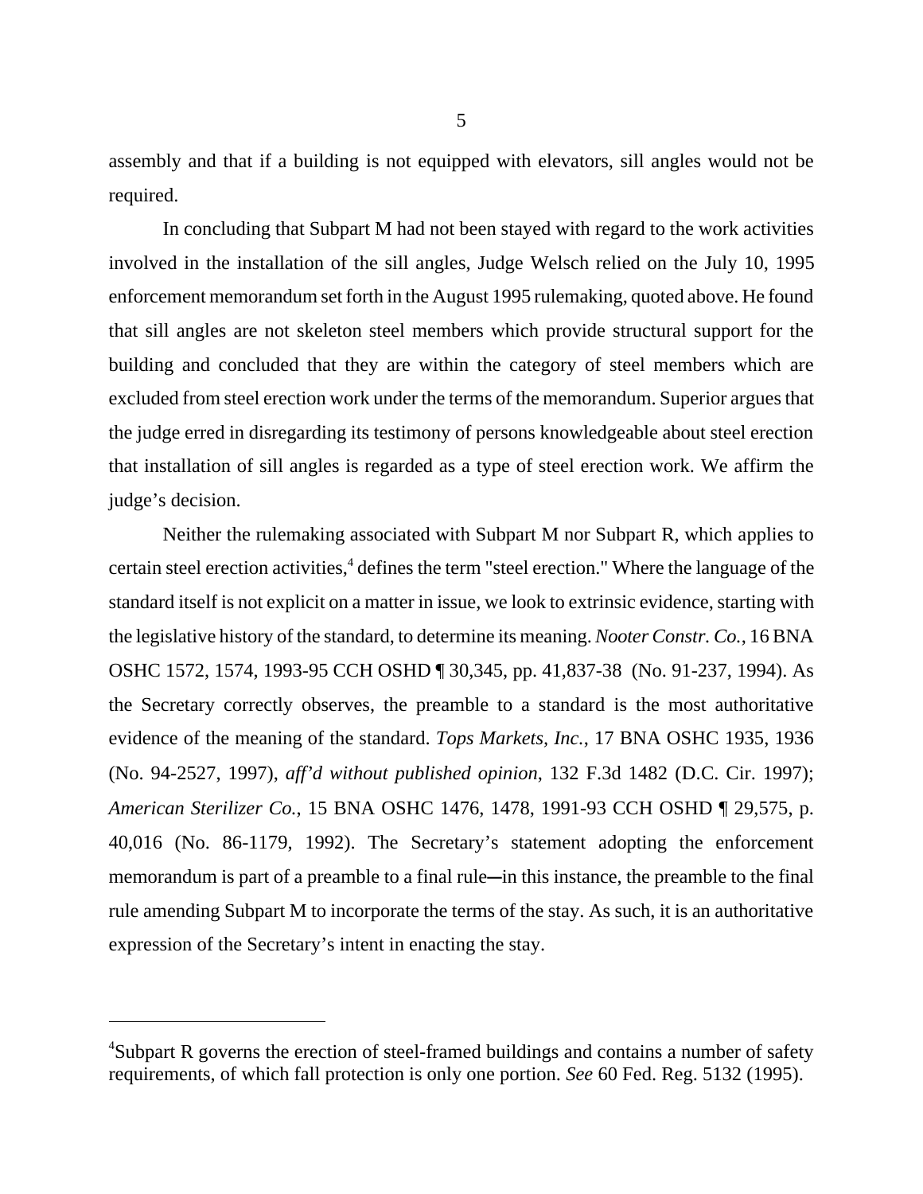assembly and that if a building is not equipped with elevators, sill angles would not be required.

In concluding that Subpart M had not been stayed with regard to the work activities involved in the installation of the sill angles, Judge Welsch relied on the July 10, 1995 enforcement memorandum set forth in the August 1995 rulemaking, quoted above. He found that sill angles are not skeleton steel members which provide structural support for the building and concluded that they are within the category of steel members which are excluded from steel erection work under the terms of the memorandum. Superior argues that the judge erred in disregarding its testimony of persons knowledgeable about steel erection that installation of sill angles is regarded as a type of steel erection work. We affirm the judge's decision.

Neither the rulemaking associated with Subpart M nor Subpart R, which applies to certain steel erection activities,[4] defines the term "steel erection." Where the language of the standard itself is not explicit on a matter in issue, we look to extrinsic evidence, starting with the legislative history of the standard, to determine its meaning. *Nooter Constr. Co.*, 16 BNA OSHC 1572, 1574, 1993-95 CCH OSHD ¶ 30,345, pp. 41,837-38 (No. 91-237, 1994). As the Secretary correctly observes, the preamble to a standard is the most authoritative evidence of the meaning of the standard. *Tops Markets, Inc.*, 17 BNA OSHC 1935, 1936 (No. 94-2527, 1997), *aff'd without published opinion*, 132 F.3d 1482 (D.C. Cir. 1997); *American Sterilizer Co.*, 15 BNA OSHC 1476, 1478, 1991-93 CCH OSHD ¶ 29,575, p. 40,016 (No. 86-1179, 1992). The Secretary's statement adopting the enforcement memorandum is part of a preamble to a final rule—in this instance, the preamble to the final rule amending Subpart M to incorporate the terms of the stay. As such, it is an authoritative expression of the Secretary's intent in enacting the stay.

---

[4]Subpart R governs the erection of steel-framed buildings and contains a number of safety requirements, of which fall protection is only one portion. *See* 60 Fed. Reg. 5132 (1995).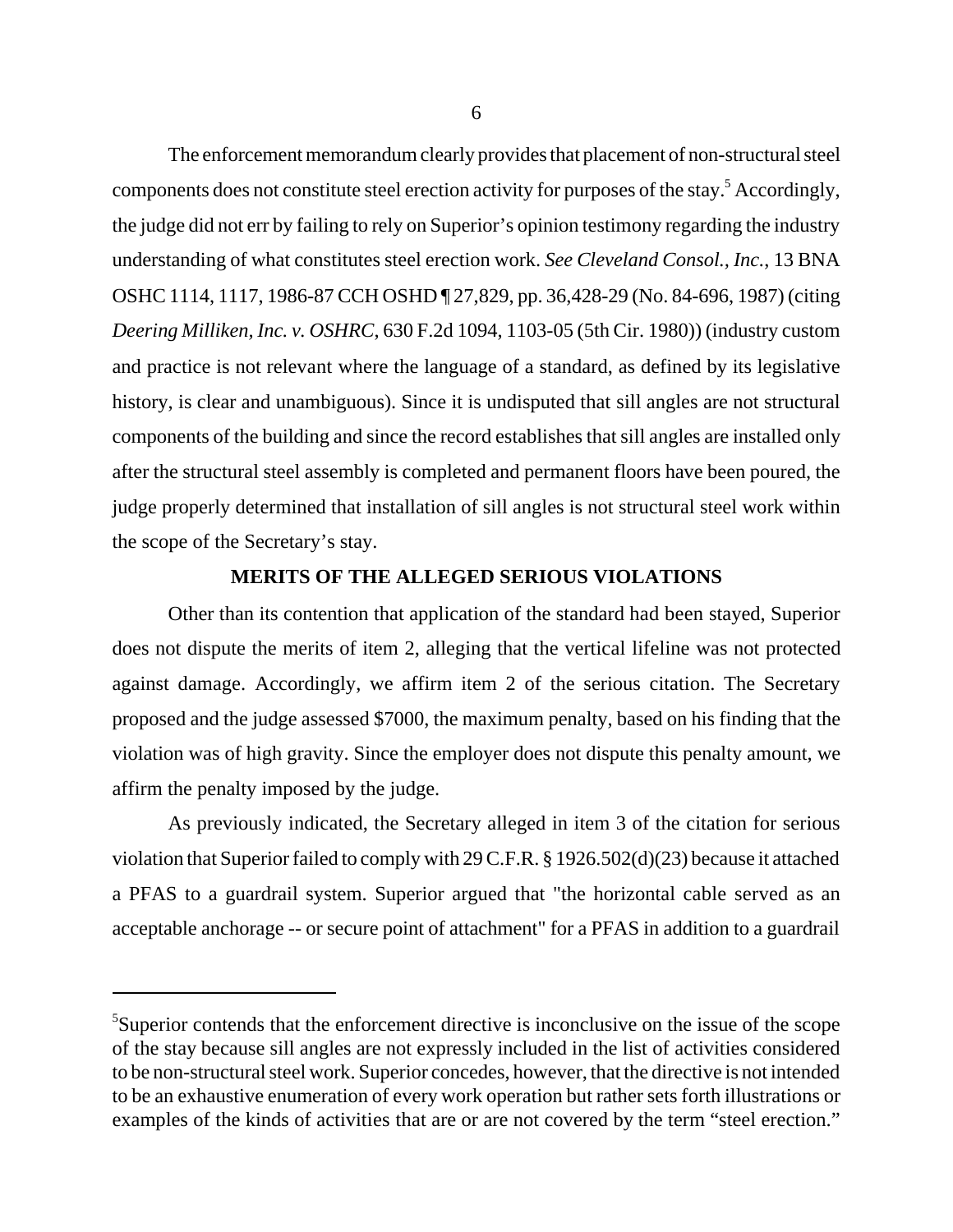The enforcement memorandum clearly provides that placement of non-structural steel components does not constitute steel erection activity for purposes of the stay.[5] Accordingly, the judge did not err by failing to rely on Superior's opinion testimony regarding the industry understanding of what constitutes steel erection work. *See Cleveland Consol., Inc.*, 13 BNA OSHC 1114, 1117, 1986-87 CCH OSHD ¶ 27,829, pp. 36,428-29 (No. 84-696, 1987) (citing *Deering Milliken, Inc. v. OSHRC*, 630 F.2d 1094, 1103-05 (5th Cir. 1980)) (industry custom and practice is not relevant where the language of a standard, as defined by its legislative history, is clear and unambiguous). Since it is undisputed that sill angles are not structural components of the building and since the record establishes that sill angles are installed only after the structural steel assembly is completed and permanent floors have been poured, the judge properly determined that installation of sill angles is not structural steel work within the scope of the Secretary's stay.

**MERITS OF THE ALLEGED SERIOUS VIOLATIONS**

Other than its contention that application of the standard had been stayed, Superior does not dispute the merits of item 2, alleging that the vertical lifeline was not protected against damage. Accordingly, we affirm item 2 of the serious citation. The Secretary proposed and the judge assessed $7000, the maximum penalty, based on his finding that the violation was of high gravity. Since the employer does not dispute this penalty amount, we affirm the penalty imposed by the judge.

As previously indicated, the Secretary alleged in item 3 of the citation for serious violation that Superior failed to comply with 29 C.F.R. § 1926.502(d)(23) because it attached a PFAS to a guardrail system. Superior argued that "the horizontal cable served as an acceptable anchorage -- or secure point of attachment" for a PFAS in addition to a guardrail

---

[5] Superior contends that the enforcement directive is inconclusive on the issue of the scope of the stay because sill angles are not expressly included in the list of activities considered to be non-structural steel work. Superior concedes, however, that the directive is not intended to be an exhaustive enumeration of every work operation but rather sets forth illustrations or examples of the kinds of activities that are or are not covered by the term "steel erection."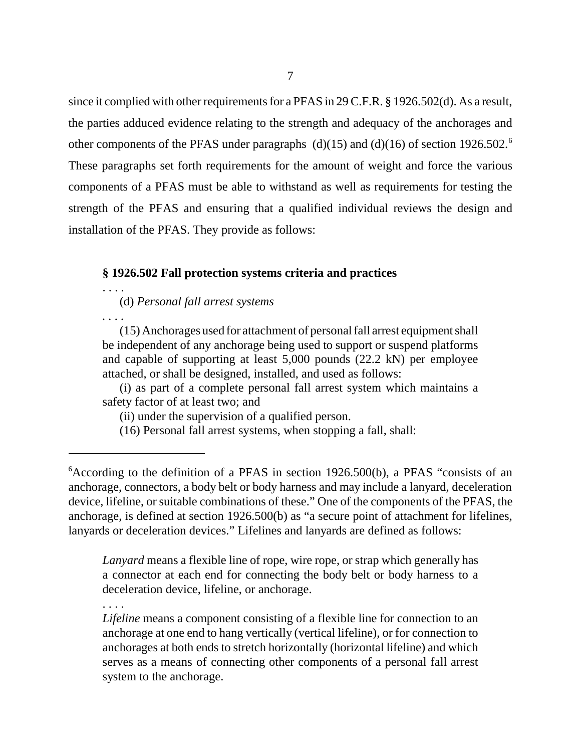since it complied with other requirements for a PFAS in 29 C.F.R. § 1926.502(d). As a result, the parties adduced evidence relating to the strength and adequacy of the anchorages and other components of the PFAS under paragraphs (d)(15) and (d)(16) of section 1926.502.[6] These paragraphs set forth requirements for the amount of weight and force the various components of a PFAS must be able to withstand as well as requirements for testing the strength of the PFAS and ensuring that a qualified individual reviews the design and installation of the PFAS. They provide as follows:

> **§ 1926.502 Fall protection systems criteria and practices**
>
> . . . .
>
> (d) *Personal fall arrest systems*
>
> . . . .
>
> (15) Anchorages used for attachment of personal fall arrest equipment shall be independent of any anchorage being used to support or suspend platforms and capable of supporting at least 5,000 pounds (22.2 kN) per employee attached, or shall be designed, installed, and used as follows:
>
> (i) as part of a complete personal fall arrest system which maintains a safety factor of at least two; and
>
> (ii) under the supervision of a qualified person.
>
> (16) Personal fall arrest systems, when stopping a fall, shall:

---

[6] According to the definition of a PFAS in section 1926.500(b), a PFAS "consists of an anchorage, connectors, a body belt or body harness and may include a lanyard, deceleration device, lifeline, or suitable combinations of these." One of the components of the PFAS, the anchorage, is defined at section 1926.500(b) as "a secure point of attachment for lifelines, lanyards or deceleration devices." Lifelines and lanyards are defined as follows:

> *Lanyard* means a flexible line of rope, wire rope, or strap which generally has a connector at each end for connecting the body belt or body harness to a deceleration device, lifeline, or anchorage.
>
> . . . .
>
> *Lifeline* means a component consisting of a flexible line for connection to an anchorage at one end to hang vertically (vertical lifeline), or for connection to anchorages at both ends to stretch horizontally (horizontal lifeline) and which serves as a means of connecting other components of a personal fall arrest system to the anchorage.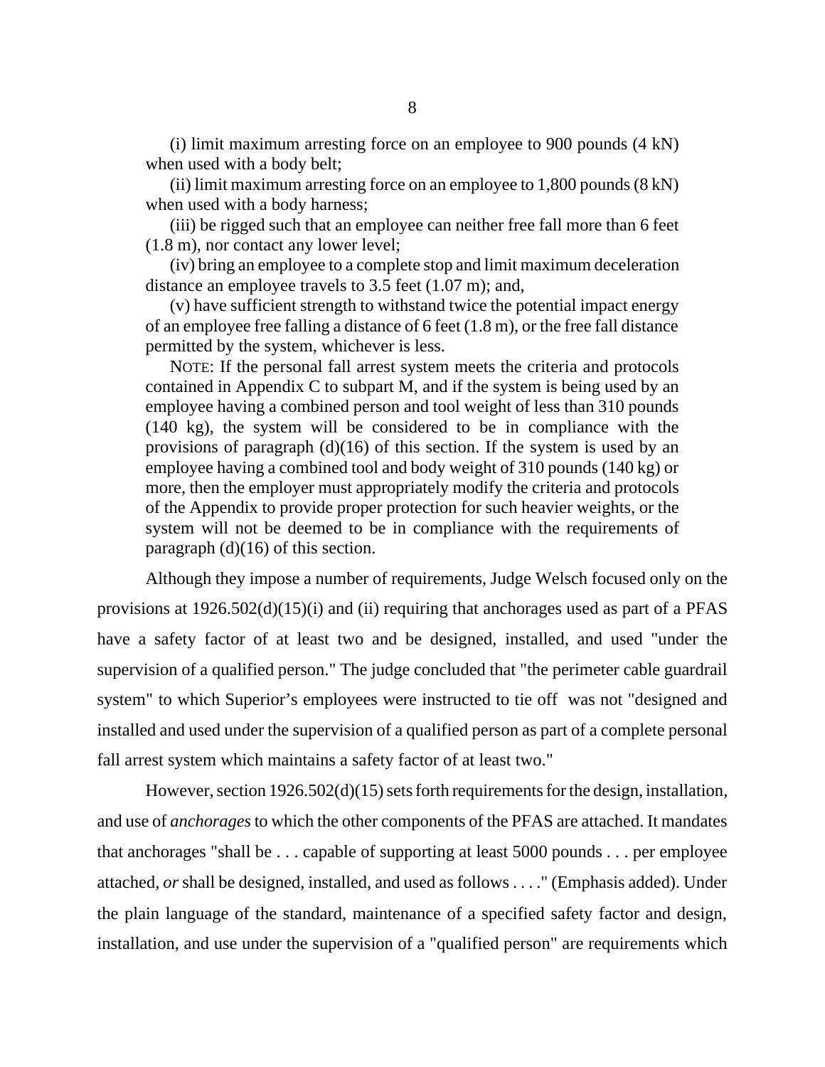(i) limit maximum arresting force on an employee to 900 pounds (4 kN) when used with a body belt;

(ii) limit maximum arresting force on an employee to 1,800 pounds (8 kN) when used with a body harness;

(iii) be rigged such that an employee can neither free fall more than 6 feet (1.8 m), nor contact any lower level;

(iv) bring an employee to a complete stop and limit maximum deceleration distance an employee travels to 3.5 feet (1.07 m); and,

(v) have sufficient strength to withstand twice the potential impact energy of an employee free falling a distance of 6 feet (1.8 m), or the free fall distance permitted by the system, whichever is less.

NOTE: If the personal fall arrest system meets the criteria and protocols contained in Appendix C to subpart M, and if the system is being used by an employee having a combined person and tool weight of less than 310 pounds (140 kg), the system will be considered to be in compliance with the provisions of paragraph (d)(16) of this section. If the system is used by an employee having a combined tool and body weight of 310 pounds (140 kg) or more, then the employer must appropriately modify the criteria and protocols of the Appendix to provide proper protection for such heavier weights, or the system will not be deemed to be in compliance with the requirements of paragraph (d)(16) of this section.

Although they impose a number of requirements, Judge Welsch focused only on the provisions at 1926.502(d)(15)(i) and (ii) requiring that anchorages used as part of a PFAS have a safety factor of at least two and be designed, installed, and used "under the supervision of a qualified person." The judge concluded that "the perimeter cable guardrail system" to which Superior's employees were instructed to tie off was not "designed and installed and used under the supervision of a qualified person as part of a complete personal fall arrest system which maintains a safety factor of at least two."

However, section 1926.502(d)(15) sets forth requirements for the design, installation, and use of *anchorages* to which the other components of the PFAS are attached. It mandates that anchorages "shall be . . . capable of supporting at least 5000 pounds . . . per employee attached, *or* shall be designed, installed, and used as follows . . . ." (Emphasis added). Under the plain language of the standard, maintenance of a specified safety factor and design, installation, and use under the supervision of a "qualified person" are requirements which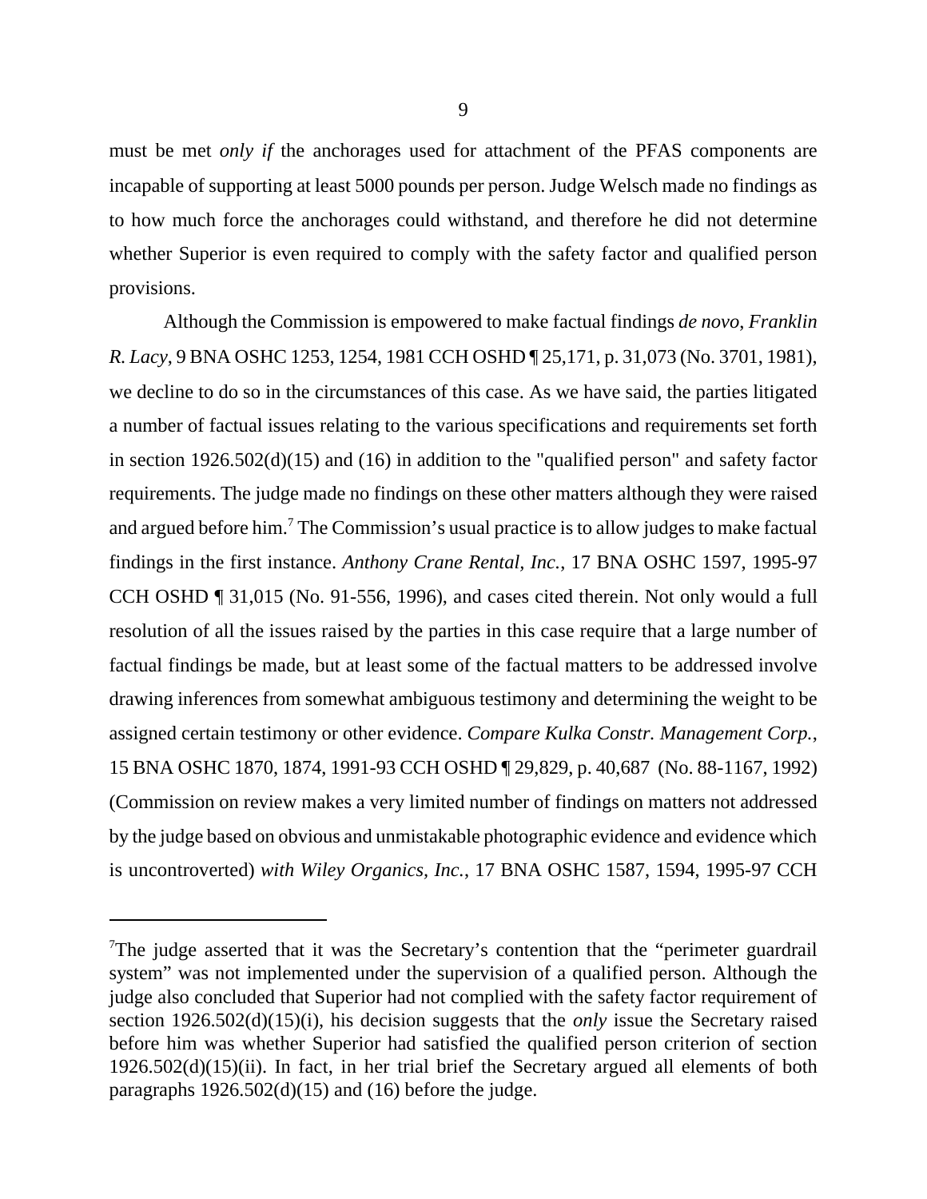must be met *only if* the anchorages used for attachment of the PFAS components are incapable of supporting at least 5000 pounds per person. Judge Welsch made no findings as to how much force the anchorages could withstand, and therefore he did not determine whether Superior is even required to comply with the safety factor and qualified person provisions.

Although the Commission is empowered to make factual findings *de novo*, *Franklin R. Lacy*, 9 BNA OSHC 1253, 1254, 1981 CCH OSHD ¶ 25,171, p. 31,073 (No. 3701, 1981), we decline to do so in the circumstances of this case. As we have said, the parties litigated a number of factual issues relating to the various specifications and requirements set forth in section 1926.502(d)(15) and (16) in addition to the "qualified person" and safety factor requirements. The judge made no findings on these other matters although they were raised and argued before him.[7] The Commission's usual practice is to allow judges to make factual findings in the first instance. *Anthony Crane Rental, Inc.*, 17 BNA OSHC 1597, 1995-97 CCH OSHD ¶ 31,015 (No. 91-556, 1996), and cases cited therein. Not only would a full resolution of all the issues raised by the parties in this case require that a large number of factual findings be made, but at least some of the factual matters to be addressed involve drawing inferences from somewhat ambiguous testimony and determining the weight to be assigned certain testimony or other evidence. *Compare Kulka Constr. Management Corp.*, 15 BNA OSHC 1870, 1874, 1991-93 CCH OSHD ¶ 29,829, p. 40,687 (No. 88-1167, 1992) (Commission on review makes a very limited number of findings on matters not addressed by the judge based on obvious and unmistakable photographic evidence and evidence which is uncontroverted) *with Wiley Organics, Inc.*, 17 BNA OSHC 1587, 1594, 1995-97 CCH

---

[7]The judge asserted that it was the Secretary's contention that the "perimeter guardrail system" was not implemented under the supervision of a qualified person. Although the judge also concluded that Superior had not complied with the safety factor requirement of section 1926.502(d)(15)(i), his decision suggests that the *only* issue the Secretary raised before him was whether Superior had satisfied the qualified person criterion of section 1926.502(d)(15)(ii). In fact, in her trial brief the Secretary argued all elements of both paragraphs 1926.502(d)(15) and (16) before the judge.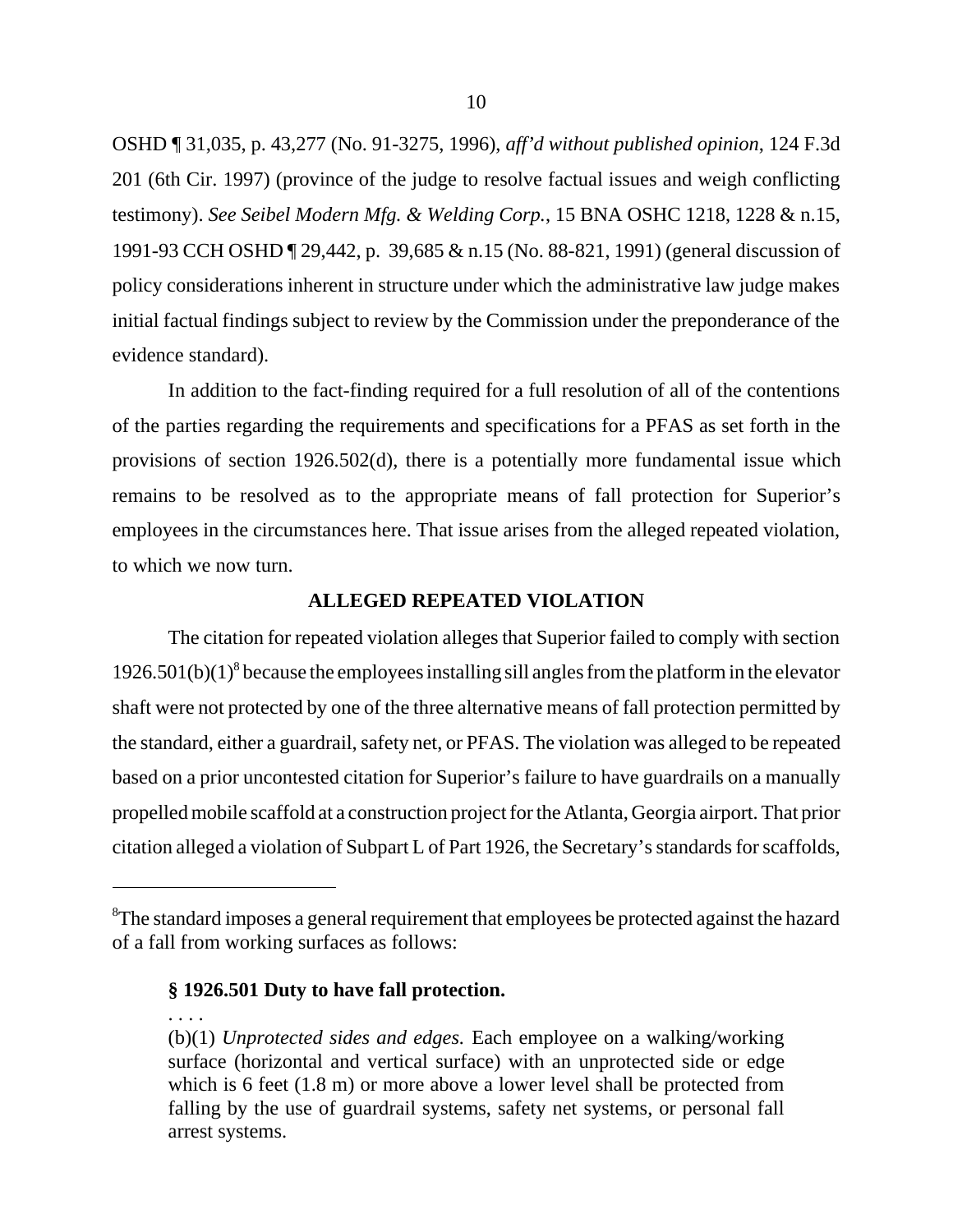OSHD ¶ 31,035, p. 43,277 (No. 91-3275, 1996), *aff'd without published opinion*, 124 F.3d 201 (6th Cir. 1997) (province of the judge to resolve factual issues and weigh conflicting testimony). *See Seibel Modern Mfg. & Welding Corp.*, 15 BNA OSHC 1218, 1228 & n.15, 1991-93 CCH OSHD ¶ 29,442, p. 39,685 & n.15 (No. 88-821, 1991) (general discussion of policy considerations inherent in structure under which the administrative law judge makes initial factual findings subject to review by the Commission under the preponderance of the evidence standard).

In addition to the fact-finding required for a full resolution of all of the contentions of the parties regarding the requirements and specifications for a PFAS as set forth in the provisions of section 1926.502(d), there is a potentially more fundamental issue which remains to be resolved as to the appropriate means of fall protection for Superior's employees in the circumstances here. That issue arises from the alleged repeated violation, to which we now turn.

## ALLEGED REPEATED VIOLATION

The citation for repeated violation alleges that Superior failed to comply with section 1926.501(b)(1)[8] because the employees installing sill angles from the platform in the elevator shaft were not protected by one of the three alternative means of fall protection permitted by the standard, either a guardrail, safety net, or PFAS. The violation was alleged to be repeated based on a prior uncontested citation for Superior's failure to have guardrails on a manually propelled mobile scaffold at a construction project for the Atlanta, Georgia airport. That prior citation alleged a violation of Subpart L of Part 1926, the Secretary's standards for scaffolds,

---

[8]The standard imposes a general requirement that employees be protected against the hazard of a fall from working surfaces as follows:

> **§ 1926.501 Duty to have fall protection.**
>
> . . . .
>
> (b)(1) *Unprotected sides and edges.* Each employee on a walking/working surface (horizontal and vertical surface) with an unprotected side or edge which is 6 feet (1.8 m) or more above a lower level shall be protected from falling by the use of guardrail systems, safety net systems, or personal fall arrest systems.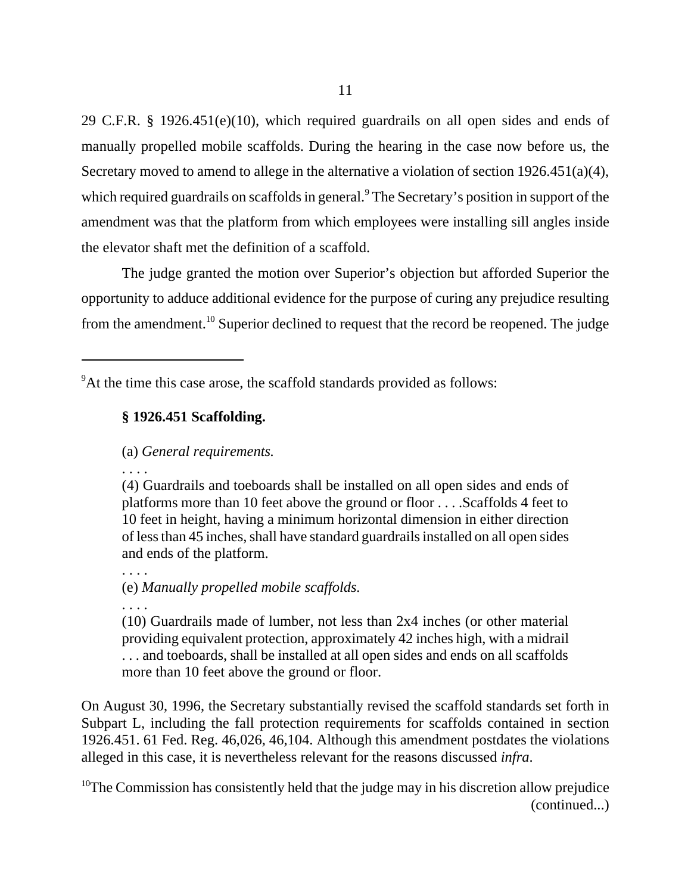29 C.F.R. § 1926.451(e)(10), which required guardrails on all open sides and ends of manually propelled mobile scaffolds. During the hearing in the case now before us, the Secretary moved to amend to allege in the alternative a violation of section 1926.451(a)(4), which required guardrails on scaffolds in general.[9] The Secretary's position in support of the amendment was that the platform from which employees were installing sill angles inside the elevator shaft met the definition of a scaffold.

The judge granted the motion over Superior's objection but afforded Superior the opportunity to adduce additional evidence for the purpose of curing any prejudice resulting from the amendment.[10] Superior declined to request that the record be reopened. The judge

---

[9]At the time this case arose, the scaffold standards provided as follows:

> **§ 1926.451 Scaffolding.**
>
> (a) *General requirements.*
>
> . . . .
>
> (4) Guardrails and toeboards shall be installed on all open sides and ends of platforms more than 10 feet above the ground or floor . . . .Scaffolds 4 feet to 10 feet in height, having a minimum horizontal dimension in either direction of less than 45 inches, shall have standard guardrails installed on all open sides and ends of the platform.
>
> . . . .
>
> (e) *Manually propelled mobile scaffolds.*
>
> . . . .
>
> (10) Guardrails made of lumber, not less than 2x4 inches (or other material providing equivalent protection, approximately 42 inches high, with a midrail . . . and toeboards, shall be installed at all open sides and ends on all scaffolds more than 10 feet above the ground or floor.

On August 30, 1996, the Secretary substantially revised the scaffold standards set forth in Subpart L, including the fall protection requirements for scaffolds contained in section 1926.451. 61 Fed. Reg. 46,026, 46,104. Although this amendment postdates the violations alleged in this case, it is nevertheless relevant for the reasons discussed *infra*.

[10]The Commission has consistently held that the judge may in his discretion allow prejudice (continued...)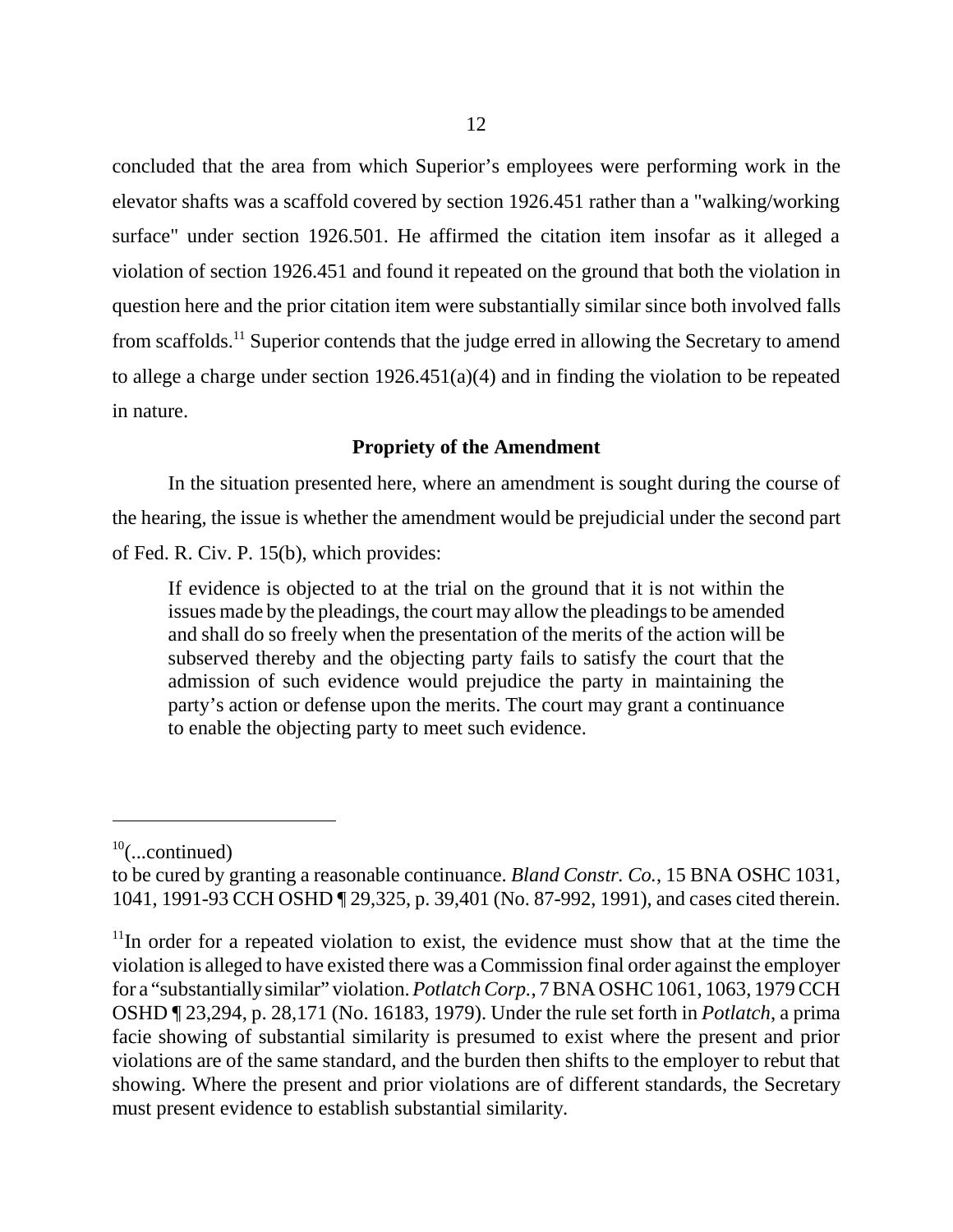concluded that the area from which Superior's employees were performing work in the elevator shafts was a scaffold covered by section 1926.451 rather than a "walking/working surface" under section 1926.501. He affirmed the citation item insofar as it alleged a violation of section 1926.451 and found it repeated on the ground that both the violation in question here and the prior citation item were substantially similar since both involved falls from scaffolds.[11] Superior contends that the judge erred in allowing the Secretary to amend to allege a charge under section 1926.451(a)(4) and in finding the violation to be repeated in nature.

**Propriety of the Amendment**

In the situation presented here, where an amendment is sought during the course of the hearing, the issue is whether the amendment would be prejudicial under the second part of Fed. R. Civ. P. 15(b), which provides:

> If evidence is objected to at the trial on the ground that it is not within the issues made by the pleadings, the court may allow the pleadings to be amended and shall do so freely when the presentation of the merits of the action will be subserved thereby and the objecting party fails to satisfy the court that the admission of such evidence would prejudice the party in maintaining the party's action or defense upon the merits. The court may grant a continuance to enable the objecting party to meet such evidence.

---

[10](...continued)
to be cured by granting a reasonable continuance. *Bland Constr. Co.*, 15 BNA OSHC 1031, 1041, 1991-93 CCH OSHD ¶ 29,325, p. 39,401 (No. 87-992, 1991), and cases cited therein.

[11]In order for a repeated violation to exist, the evidence must show that at the time the violation is alleged to have existed there was a Commission final order against the employer for a "substantially similar" violation. *Potlatch Corp.*, 7 BNA OSHC 1061, 1063, 1979 CCH OSHD ¶ 23,294, p. 28,171 (No. 16183, 1979). Under the rule set forth in *Potlatch*, a prima facie showing of substantial similarity is presumed to exist where the present and prior violations are of the same standard, and the burden then shifts to the employer to rebut that showing. Where the present and prior violations are of different standards, the Secretary must present evidence to establish substantial similarity.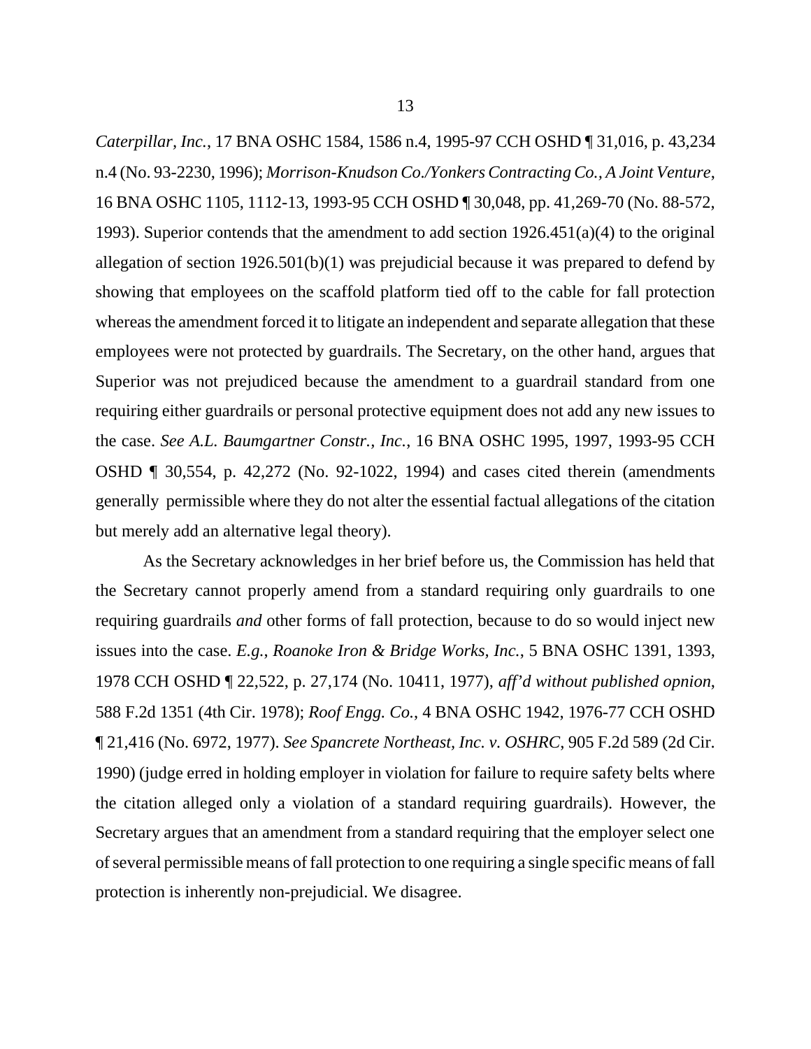*Caterpillar, Inc.*, 17 BNA OSHC 1584, 1586 n.4, 1995-97 CCH OSHD ¶ 31,016, p. 43,234 n.4 (No. 93-2230, 1996); *Morrison-Knudson Co./Yonkers Contracting Co., A Joint Venture*, 16 BNA OSHC 1105, 1112-13, 1993-95 CCH OSHD ¶ 30,048, pp. 41,269-70 (No. 88-572, 1993). Superior contends that the amendment to add section 1926.451(a)(4) to the original allegation of section 1926.501(b)(1) was prejudicial because it was prepared to defend by showing that employees on the scaffold platform tied off to the cable for fall protection whereas the amendment forced it to litigate an independent and separate allegation that these employees were not protected by guardrails. The Secretary, on the other hand, argues that Superior was not prejudiced because the amendment to a guardrail standard from one requiring either guardrails or personal protective equipment does not add any new issues to the case. *See A.L. Baumgartner Constr., Inc.*, 16 BNA OSHC 1995, 1997, 1993-95 CCH OSHD ¶ 30,554, p. 42,272 (No. 92-1022, 1994) and cases cited therein (amendments generally permissible where they do not alter the essential factual allegations of the citation but merely add an alternative legal theory).

As the Secretary acknowledges in her brief before us, the Commission has held that the Secretary cannot properly amend from a standard requiring only guardrails to one requiring guardrails *and* other forms of fall protection, because to do so would inject new issues into the case. *E.g., Roanoke Iron & Bridge Works, Inc.*, 5 BNA OSHC 1391, 1393, 1978 CCH OSHD ¶ 22,522, p. 27,174 (No. 10411, 1977), *aff'd without published opnion*, 588 F.2d 1351 (4th Cir. 1978); *Roof Engg. Co.*, 4 BNA OSHC 1942, 1976-77 CCH OSHD ¶ 21,416 (No. 6972, 1977). *See Spancrete Northeast, Inc. v. OSHRC*, 905 F.2d 589 (2d Cir. 1990) (judge erred in holding employer in violation for failure to require safety belts where the citation alleged only a violation of a standard requiring guardrails). However, the Secretary argues that an amendment from a standard requiring that the employer select one of several permissible means of fall protection to one requiring a single specific means of fall protection is inherently non-prejudicial. We disagree.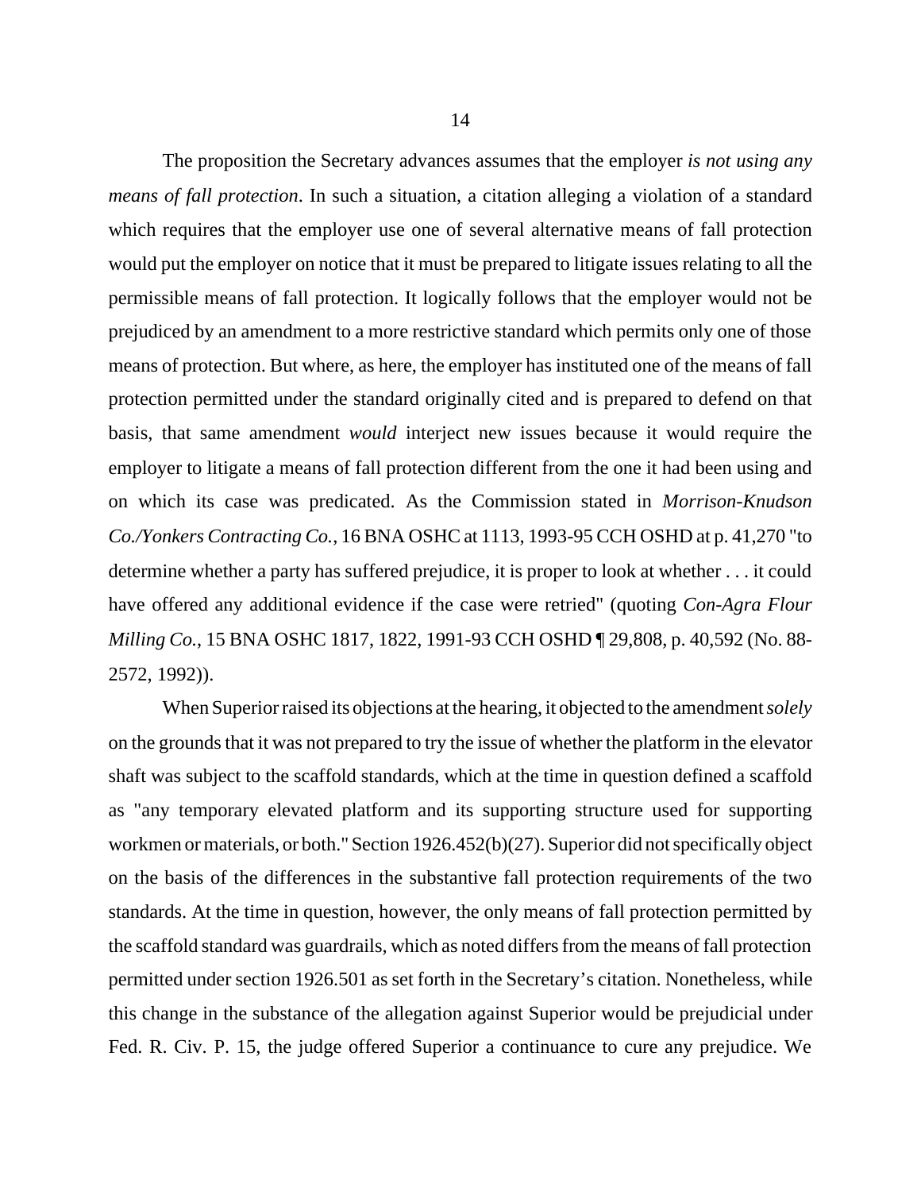The proposition the Secretary advances assumes that the employer *is not using any means of fall protection*. In such a situation, a citation alleging a violation of a standard which requires that the employer use one of several alternative means of fall protection would put the employer on notice that it must be prepared to litigate issues relating to all the permissible means of fall protection. It logically follows that the employer would not be prejudiced by an amendment to a more restrictive standard which permits only one of those means of protection. But where, as here, the employer has instituted one of the means of fall protection permitted under the standard originally cited and is prepared to defend on that basis, that same amendment *would* interject new issues because it would require the employer to litigate a means of fall protection different from the one it had been using and on which its case was predicated. As the Commission stated in *Morrison-Knudson Co./Yonkers Contracting Co.*, 16 BNA OSHC at 1113, 1993-95 CCH OSHD at p. 41,270 "to determine whether a party has suffered prejudice, it is proper to look at whether . . . it could have offered any additional evidence if the case were retried" (quoting *Con-Agra Flour Milling Co.*, 15 BNA OSHC 1817, 1822, 1991-93 CCH OSHD ¶ 29,808, p. 40,592 (No. 88-2572, 1992)).

When Superior raised its objections at the hearing, it objected to the amendment *solely* on the grounds that it was not prepared to try the issue of whether the platform in the elevator shaft was subject to the scaffold standards, which at the time in question defined a scaffold as "any temporary elevated platform and its supporting structure used for supporting workmen or materials, or both." Section 1926.452(b)(27). Superior did not specifically object on the basis of the differences in the substantive fall protection requirements of the two standards. At the time in question, however, the only means of fall protection permitted by the scaffold standard was guardrails, which as noted differs from the means of fall protection permitted under section 1926.501 as set forth in the Secretary's citation. Nonetheless, while this change in the substance of the allegation against Superior would be prejudicial under Fed. R. Civ. P. 15, the judge offered Superior a continuance to cure any prejudice. We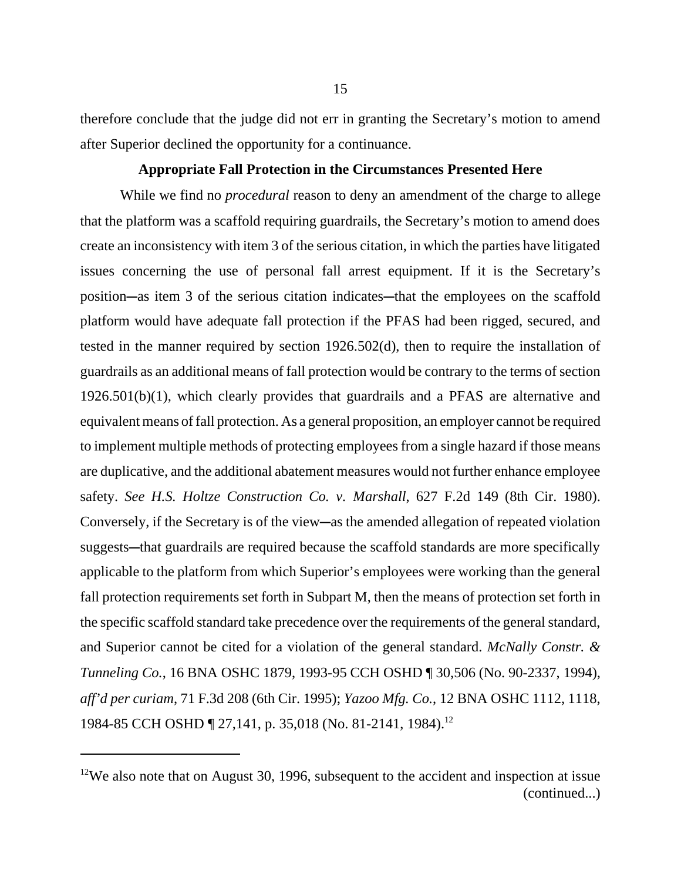therefore conclude that the judge did not err in granting the Secretary's motion to amend after Superior declined the opportunity for a continuance.

**Appropriate Fall Protection in the Circumstances Presented Here**

While we find no *procedural* reason to deny an amendment of the charge to allege that the platform was a scaffold requiring guardrails, the Secretary's motion to amend does create an inconsistency with item 3 of the serious citation, in which the parties have litigated issues concerning the use of personal fall arrest equipment. If it is the Secretary's position—as item 3 of the serious citation indicates—that the employees on the scaffold platform would have adequate fall protection if the PFAS had been rigged, secured, and tested in the manner required by section 1926.502(d), then to require the installation of guardrails as an additional means of fall protection would be contrary to the terms of section 1926.501(b)(1), which clearly provides that guardrails and a PFAS are alternative and equivalent means of fall protection. As a general proposition, an employer cannot be required to implement multiple methods of protecting employees from a single hazard if those means are duplicative, and the additional abatement measures would not further enhance employee safety. *See H.S. Holtze Construction Co. v. Marshall*, 627 F.2d 149 (8th Cir. 1980). Conversely, if the Secretary is of the view—as the amended allegation of repeated violation suggests—that guardrails are required because the scaffold standards are more specifically applicable to the platform from which Superior's employees were working than the general fall protection requirements set forth in Subpart M, then the means of protection set forth in the specific scaffold standard take precedence over the requirements of the general standard, and Superior cannot be cited for a violation of the general standard. *McNally Constr. & Tunneling Co.*, 16 BNA OSHC 1879, 1993-95 CCH OSHD ¶ 30,506 (No. 90-2337, 1994), *aff'd per curiam*, 71 F.3d 208 (6th Cir. 1995); *Yazoo Mfg. Co.*, 12 BNA OSHC 1112, 1118, 1984-85 CCH OSHD ¶ 27,141, p. 35,018 (No. 81-2141, 1984).[12]

---

[12]We also note that on August 30, 1996, subsequent to the accident and inspection at issue (continued...)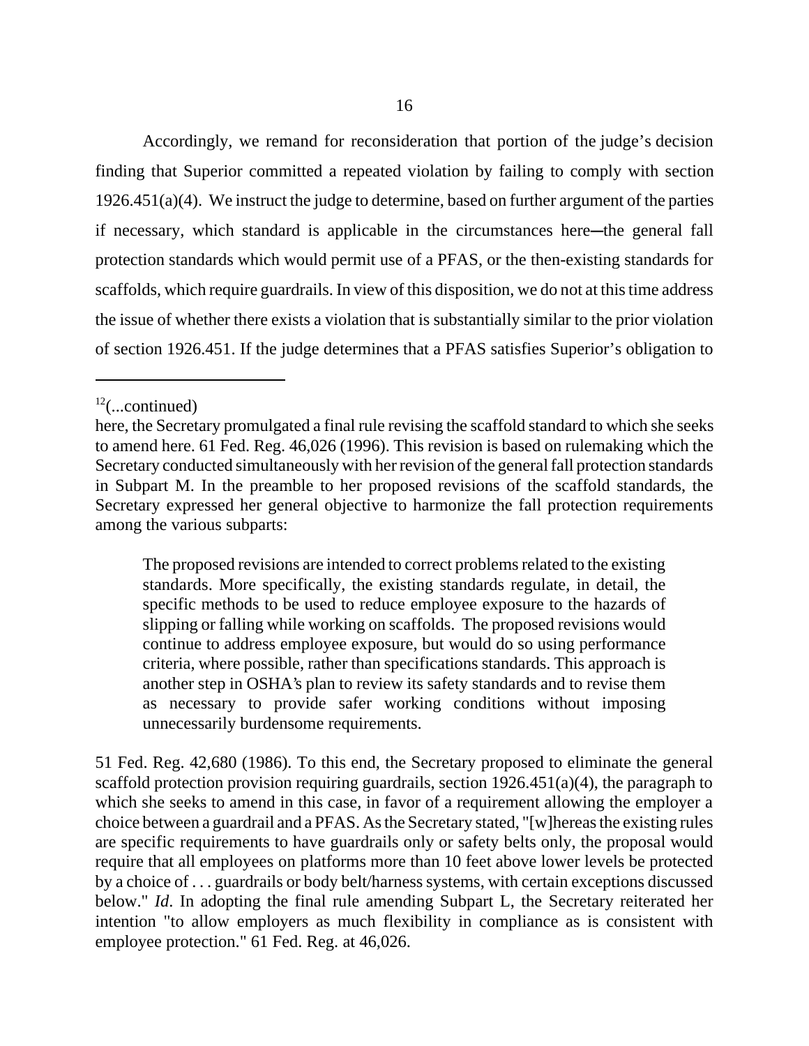Accordingly, we remand for reconsideration that portion of the judge's decision finding that Superior committed a repeated violation by failing to comply with section 1926.451(a)(4). We instruct the judge to determine, based on further argument of the parties if necessary, which standard is applicable in the circumstances here—the general fall protection standards which would permit use of a PFAS, or the then-existing standards for scaffolds, which require guardrails. In view of this disposition, we do not at this time address the issue of whether there exists a violation that is substantially similar to the prior violation of section 1926.451. If the judge determines that a PFAS satisfies Superior's obligation to

---

[12](...continued)
here, the Secretary promulgated a final rule revising the scaffold standard to which she seeks to amend here. 61 Fed. Reg. 46,026 (1996). This revision is based on rulemaking which the Secretary conducted simultaneously with her revision of the general fall protection standards in Subpart M. In the preamble to her proposed revisions of the scaffold standards, the Secretary expressed her general objective to harmonize the fall protection requirements among the various subparts:

> The proposed revisions are intended to correct problems related to the existing standards. More specifically, the existing standards regulate, in detail, the specific methods to be used to reduce employee exposure to the hazards of slipping or falling while working on scaffolds. The proposed revisions would continue to address employee exposure, but would do so using performance criteria, where possible, rather than specifications standards. This approach is another step in OSHA's plan to review its safety standards and to revise them as necessary to provide safer working conditions without imposing unnecessarily burdensome requirements.

51 Fed. Reg. 42,680 (1986). To this end, the Secretary proposed to eliminate the general scaffold protection provision requiring guardrails, section 1926.451(a)(4), the paragraph to which she seeks to amend in this case, in favor of a requirement allowing the employer a choice between a guardrail and a PFAS. As the Secretary stated, "[w]hereas the existing rules are specific requirements to have guardrails only or safety belts only, the proposal would require that all employees on platforms more than 10 feet above lower levels be protected by a choice of . . . guardrails or body belt/harness systems, with certain exceptions discussed below." *Id*. In adopting the final rule amending Subpart L, the Secretary reiterated her intention "to allow employers as much flexibility in compliance as is consistent with employee protection." 61 Fed. Reg. at 46,026.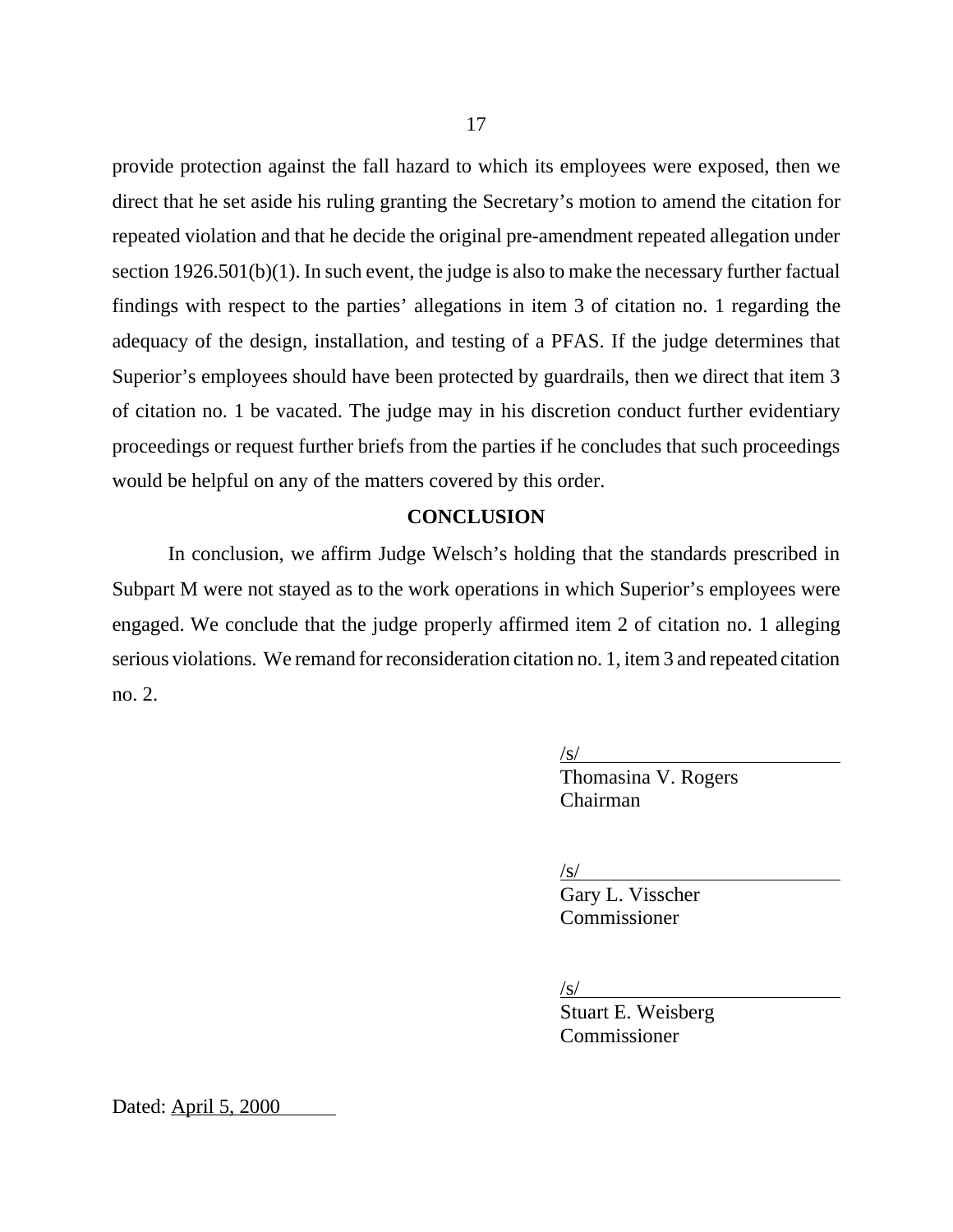provide protection against the fall hazard to which its employees were exposed, then we direct that he set aside his ruling granting the Secretary's motion to amend the citation for repeated violation and that he decide the original pre-amendment repeated allegation under section 1926.501(b)(1). In such event, the judge is also to make the necessary further factual findings with respect to the parties' allegations in item 3 of citation no. 1 regarding the adequacy of the design, installation, and testing of a PFAS. If the judge determines that Superior's employees should have been protected by guardrails, then we direct that item 3 of citation no. 1 be vacated. The judge may in his discretion conduct further evidentiary proceedings or request further briefs from the parties if he concludes that such proceedings would be helpful on any of the matters covered by this order.

## CONCLUSION

In conclusion, we affirm Judge Welsch's holding that the standards prescribed in Subpart M were not stayed as to the work operations in which Superior's employees were engaged. We conclude that the judge properly affirmed item 2 of citation no. 1 alleging serious violations. We remand for reconsideration citation no. 1, item 3 and repeated citation no. 2.

/s/
Thomasina V. Rogers
Chairman

/s/
Gary L. Visscher
Commissioner

/s/
Stuart E. Weisberg
Commissioner

Dated: April 5, 2000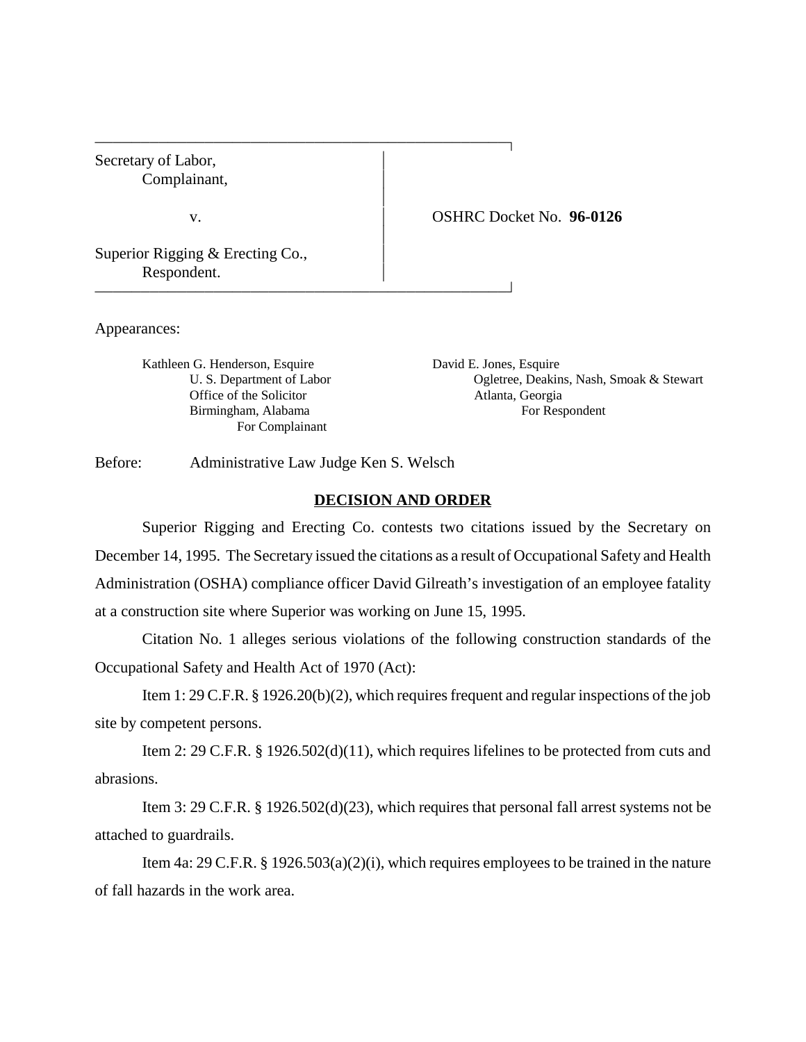Secretary of Labor,
Complainant,

v.

Superior Rigging & Erecting Co.,
Respondent.

OSHRC Docket No. **96-0126**

Appearances:

Kathleen G. Henderson, Esquire
U. S. Department of Labor
Office of the Solicitor
Birmingham, Alabama
For Complainant

David E. Jones, Esquire
Ogletree, Deakins, Nash, Smoak & Stewart
Atlanta, Georgia
For Respondent

Before: Administrative Law Judge Ken S. Welsch

## DECISION AND ORDER

Superior Rigging and Erecting Co. contests two citations issued by the Secretary on December 14, 1995. The Secretary issued the citations as a result of Occupational Safety and Health Administration (OSHA) compliance officer David Gilreath's investigation of an employee fatality at a construction site where Superior was working on June 15, 1995.

Citation No. 1 alleges serious violations of the following construction standards of the Occupational Safety and Health Act of 1970 (Act):

Item 1: 29 C.F.R. § 1926.20(b)(2), which requires frequent and regular inspections of the job site by competent persons.

Item 2: 29 C.F.R. § 1926.502(d)(11), which requires lifelines to be protected from cuts and abrasions.

Item 3: 29 C.F.R. § 1926.502(d)(23), which requires that personal fall arrest systems not be attached to guardrails.

Item 4a: 29 C.F.R. § 1926.503(a)(2)(i), which requires employees to be trained in the nature of fall hazards in the work area.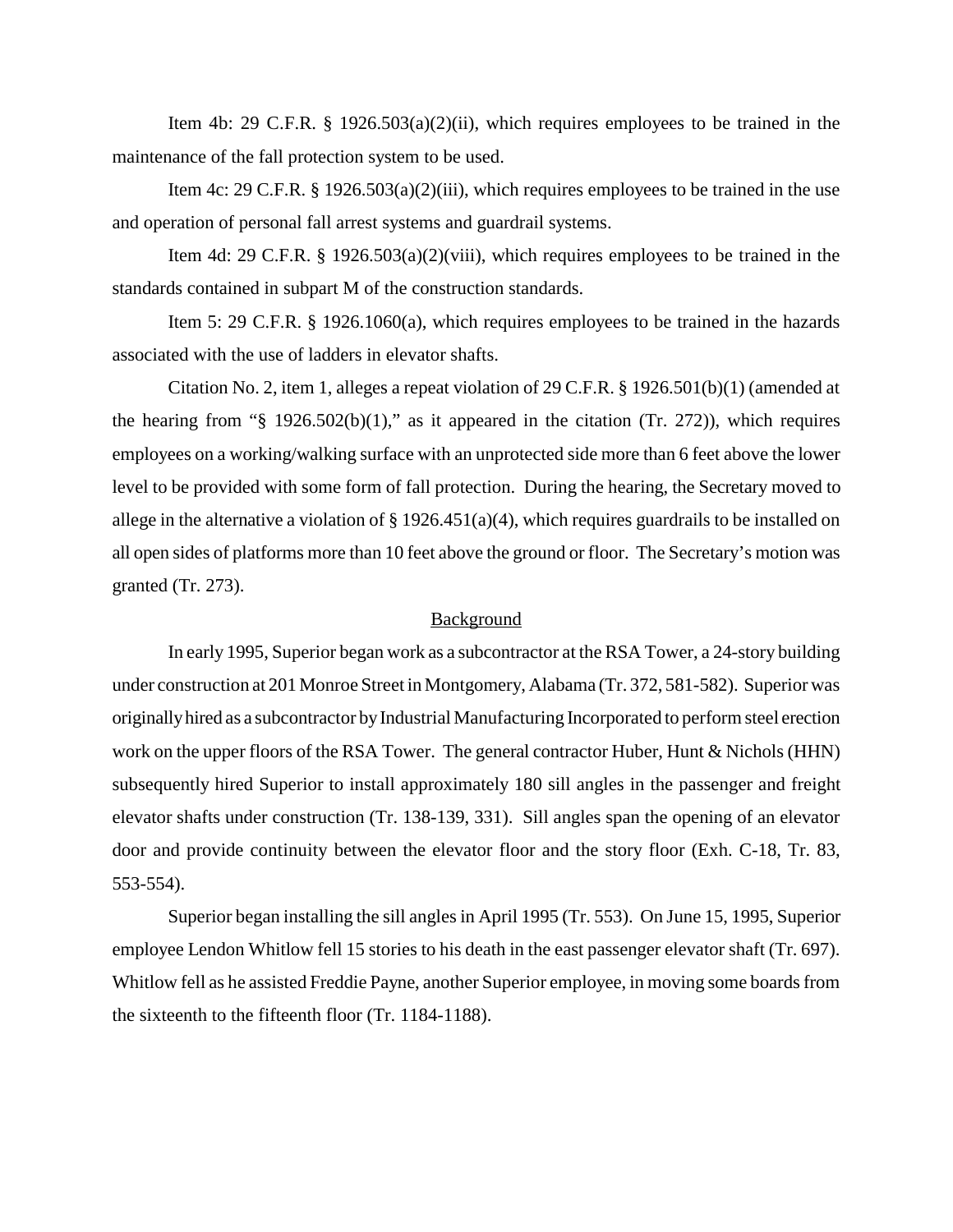Item 4b: 29 C.F.R. § 1926.503(a)(2)(ii), which requires employees to be trained in the maintenance of the fall protection system to be used.

Item 4c: 29 C.F.R. § 1926.503(a)(2)(iii), which requires employees to be trained in the use and operation of personal fall arrest systems and guardrail systems.

Item 4d: 29 C.F.R. § 1926.503(a)(2)(viii), which requires employees to be trained in the standards contained in subpart M of the construction standards.

Item 5: 29 C.F.R. § 1926.1060(a), which requires employees to be trained in the hazards associated with the use of ladders in elevator shafts.

Citation No. 2, item 1, alleges a repeat violation of 29 C.F.R. § 1926.501(b)(1) (amended at the hearing from "§ 1926.502(b)(1)," as it appeared in the citation (Tr. 272)), which requires employees on a working/walking surface with an unprotected side more than 6 feet above the lower level to be provided with some form of fall protection. During the hearing, the Secretary moved to allege in the alternative a violation of § 1926.451(a)(4), which requires guardrails to be installed on all open sides of platforms more than 10 feet above the ground or floor. The Secretary's motion was granted (Tr. 273).

## Background

In early 1995, Superior began work as a subcontractor at the RSA Tower, a 24-story building under construction at 201 Monroe Street in Montgomery, Alabama (Tr. 372, 581-582). Superior was originally hired as a subcontractor by Industrial Manufacturing Incorporated to perform steel erection work on the upper floors of the RSA Tower. The general contractor Huber, Hunt & Nichols (HHN) subsequently hired Superior to install approximately 180 sill angles in the passenger and freight elevator shafts under construction (Tr. 138-139, 331). Sill angles span the opening of an elevator door and provide continuity between the elevator floor and the story floor (Exh. C-18, Tr. 83, 553-554).

Superior began installing the sill angles in April 1995 (Tr. 553). On June 15, 1995, Superior employee Lendon Whitlow fell 15 stories to his death in the east passenger elevator shaft (Tr. 697). Whitlow fell as he assisted Freddie Payne, another Superior employee, in moving some boards from the sixteenth to the fifteenth floor (Tr. 1184-1188).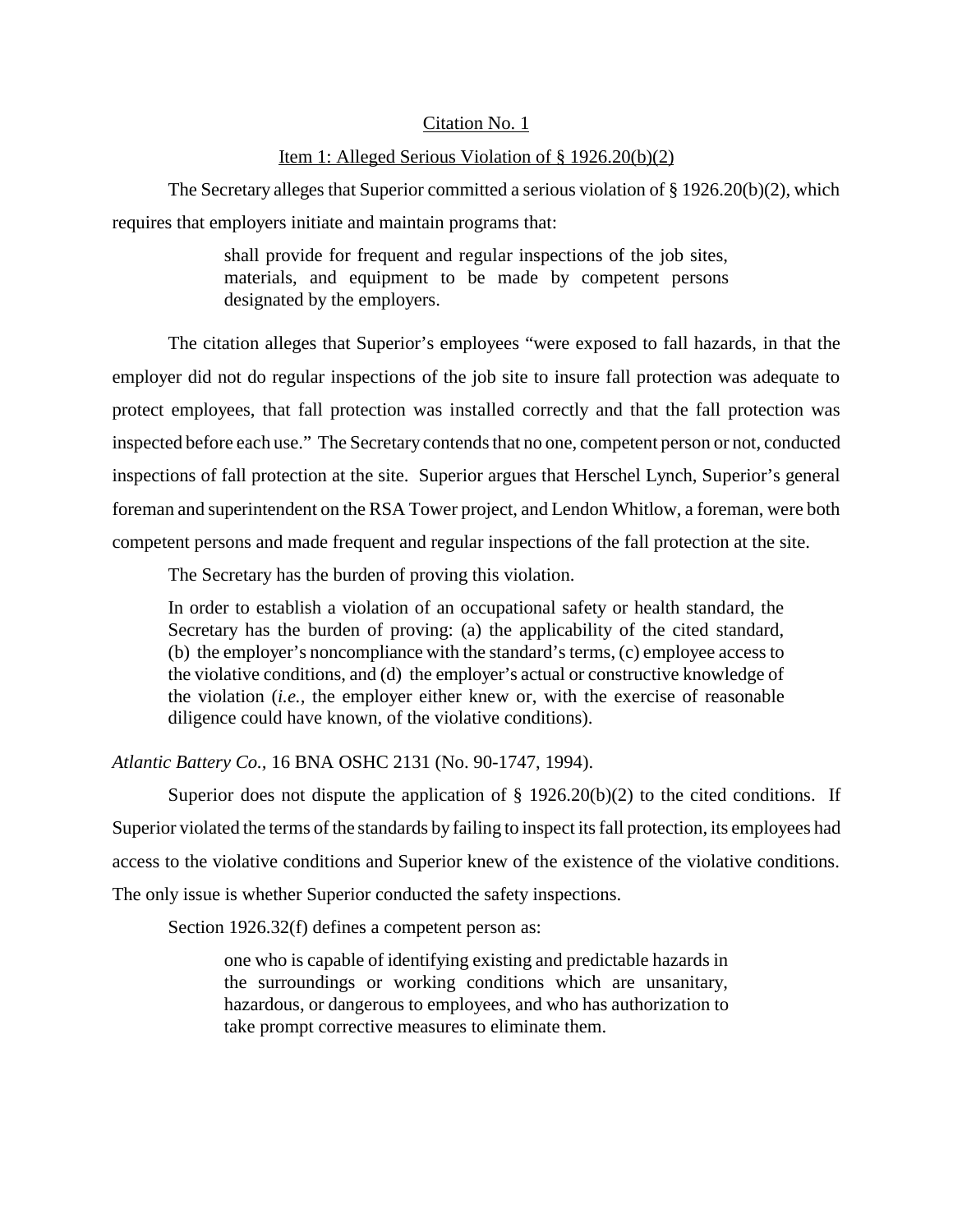Citation No. 1

Item 1: Alleged Serious Violation of § 1926.20(b)(2)

The Secretary alleges that Superior committed a serious violation of § 1926.20(b)(2), which requires that employers initiate and maintain programs that:

> shall provide for frequent and regular inspections of the job sites, materials, and equipment to be made by competent persons designated by the employers.

The citation alleges that Superior's employees "were exposed to fall hazards, in that the employer did not do regular inspections of the job site to insure fall protection was adequate to protect employees, that fall protection was installed correctly and that the fall protection was inspected before each use." The Secretary contends that no one, competent person or not, conducted inspections of fall protection at the site. Superior argues that Herschel Lynch, Superior's general foreman and superintendent on the RSA Tower project, and Lendon Whitlow, a foreman, were both competent persons and made frequent and regular inspections of the fall protection at the site.

The Secretary has the burden of proving this violation.

> In order to establish a violation of an occupational safety or health standard, the Secretary has the burden of proving: (a) the applicability of the cited standard, (b) the employer's noncompliance with the standard's terms, (c) employee access to the violative conditions, and (d) the employer's actual or constructive knowledge of the violation (*i.e.*, the employer either knew or, with the exercise of reasonable diligence could have known, of the violative conditions).

*Atlantic Battery Co.,* 16 BNA OSHC 2131 (No. 90-1747, 1994).

Superior does not dispute the application of § 1926.20(b)(2) to the cited conditions. If Superior violated the terms of the standards by failing to inspect its fall protection, its employees had access to the violative conditions and Superior knew of the existence of the violative conditions. The only issue is whether Superior conducted the safety inspections.

Section 1926.32(f) defines a competent person as:

> one who is capable of identifying existing and predictable hazards in the surroundings or working conditions which are unsanitary, hazardous, or dangerous to employees, and who has authorization to take prompt corrective measures to eliminate them.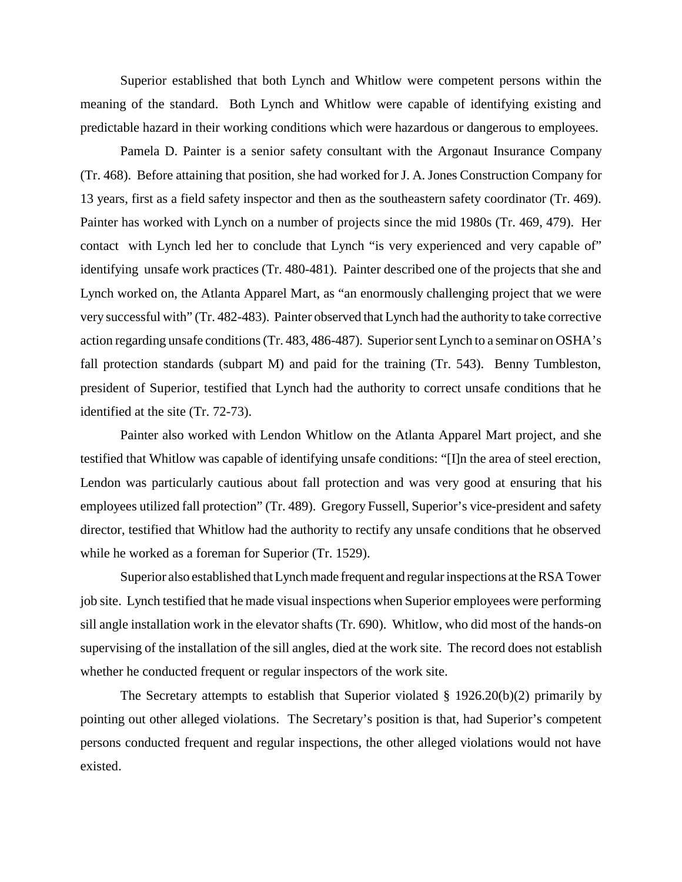Superior established that both Lynch and Whitlow were competent persons within the meaning of the standard. Both Lynch and Whitlow were capable of identifying existing and predictable hazard in their working conditions which were hazardous or dangerous to employees.

Pamela D. Painter is a senior safety consultant with the Argonaut Insurance Company (Tr. 468). Before attaining that position, she had worked for J. A. Jones Construction Company for 13 years, first as a field safety inspector and then as the southeastern safety coordinator (Tr. 469). Painter has worked with Lynch on a number of projects since the mid 1980s (Tr. 469, 479). Her contact with Lynch led her to conclude that Lynch "is very experienced and very capable of" identifying unsafe work practices (Tr. 480-481). Painter described one of the projects that she and Lynch worked on, the Atlanta Apparel Mart, as "an enormously challenging project that we were very successful with" (Tr. 482-483). Painter observed that Lynch had the authority to take corrective action regarding unsafe conditions (Tr. 483, 486-487). Superior sent Lynch to a seminar on OSHA's fall protection standards (subpart M) and paid for the training (Tr. 543). Benny Tumbleston, president of Superior, testified that Lynch had the authority to correct unsafe conditions that he identified at the site (Tr. 72-73).

Painter also worked with Lendon Whitlow on the Atlanta Apparel Mart project, and she testified that Whitlow was capable of identifying unsafe conditions: "[I]n the area of steel erection, Lendon was particularly cautious about fall protection and was very good at ensuring that his employees utilized fall protection" (Tr. 489). Gregory Fussell, Superior's vice-president and safety director, testified that Whitlow had the authority to rectify any unsafe conditions that he observed while he worked as a foreman for Superior (Tr. 1529).

Superior also established that Lynch made frequent and regular inspections at the RSA Tower job site. Lynch testified that he made visual inspections when Superior employees were performing sill angle installation work in the elevator shafts (Tr. 690). Whitlow, who did most of the hands-on supervising of the installation of the sill angles, died at the work site. The record does not establish whether he conducted frequent or regular inspectors of the work site.

The Secretary attempts to establish that Superior violated § 1926.20(b)(2) primarily by pointing out other alleged violations. The Secretary's position is that, had Superior's competent persons conducted frequent and regular inspections, the other alleged violations would not have existed.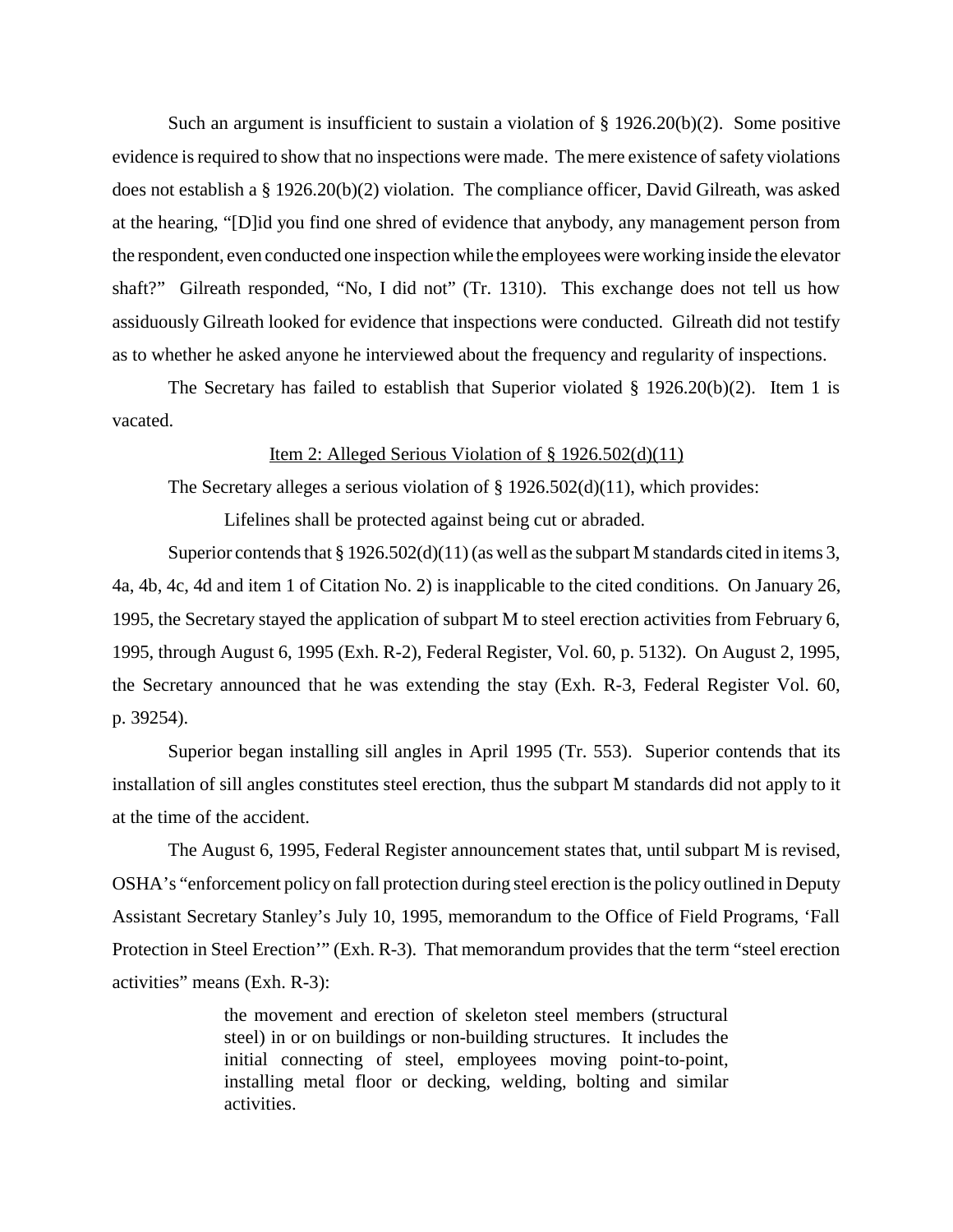Such an argument is insufficient to sustain a violation of § 1926.20(b)(2). Some positive evidence is required to show that no inspections were made. The mere existence of safety violations does not establish a § 1926.20(b)(2) violation. The compliance officer, David Gilreath, was asked at the hearing, "[D]id you find one shred of evidence that anybody, any management person from the respondent, even conducted one inspection while the employees were working inside the elevator shaft?" Gilreath responded, "No, I did not" (Tr. 1310). This exchange does not tell us how assiduously Gilreath looked for evidence that inspections were conducted. Gilreath did not testify as to whether he asked anyone he interviewed about the frequency and regularity of inspections.

The Secretary has failed to establish that Superior violated § 1926.20(b)(2). Item 1 is vacated.

<u>Item 2: Alleged Serious Violation of § 1926.502(d)(11)</u>

The Secretary alleges a serious violation of § 1926.502(d)(11), which provides:

> Lifelines shall be protected against being cut or abraded.

Superior contends that § 1926.502(d)(11) (as well as the subpart M standards cited in items 3, 4a, 4b, 4c, 4d and item 1 of Citation No. 2) is inapplicable to the cited conditions. On January 26, 1995, the Secretary stayed the application of subpart M to steel erection activities from February 6, 1995, through August 6, 1995 (Exh. R-2), Federal Register, Vol. 60, p. 5132). On August 2, 1995, the Secretary announced that he was extending the stay (Exh. R-3, Federal Register Vol. 60, p. 39254).

Superior began installing sill angles in April 1995 (Tr. 553). Superior contends that its installation of sill angles constitutes steel erection, thus the subpart M standards did not apply to it at the time of the accident.

The August 6, 1995, Federal Register announcement states that, until subpart M is revised, OSHA's "enforcement policy on fall protection during steel erection is the policy outlined in Deputy Assistant Secretary Stanley's July 10, 1995, memorandum to the Office of Field Programs, 'Fall Protection in Steel Erection'" (Exh. R-3). That memorandum provides that the term "steel erection activities" means (Exh. R-3):

> the movement and erection of skeleton steel members (structural steel) in or on buildings or non-building structures. It includes the initial connecting of steel, employees moving point-to-point, installing metal floor or decking, welding, bolting and similar activities.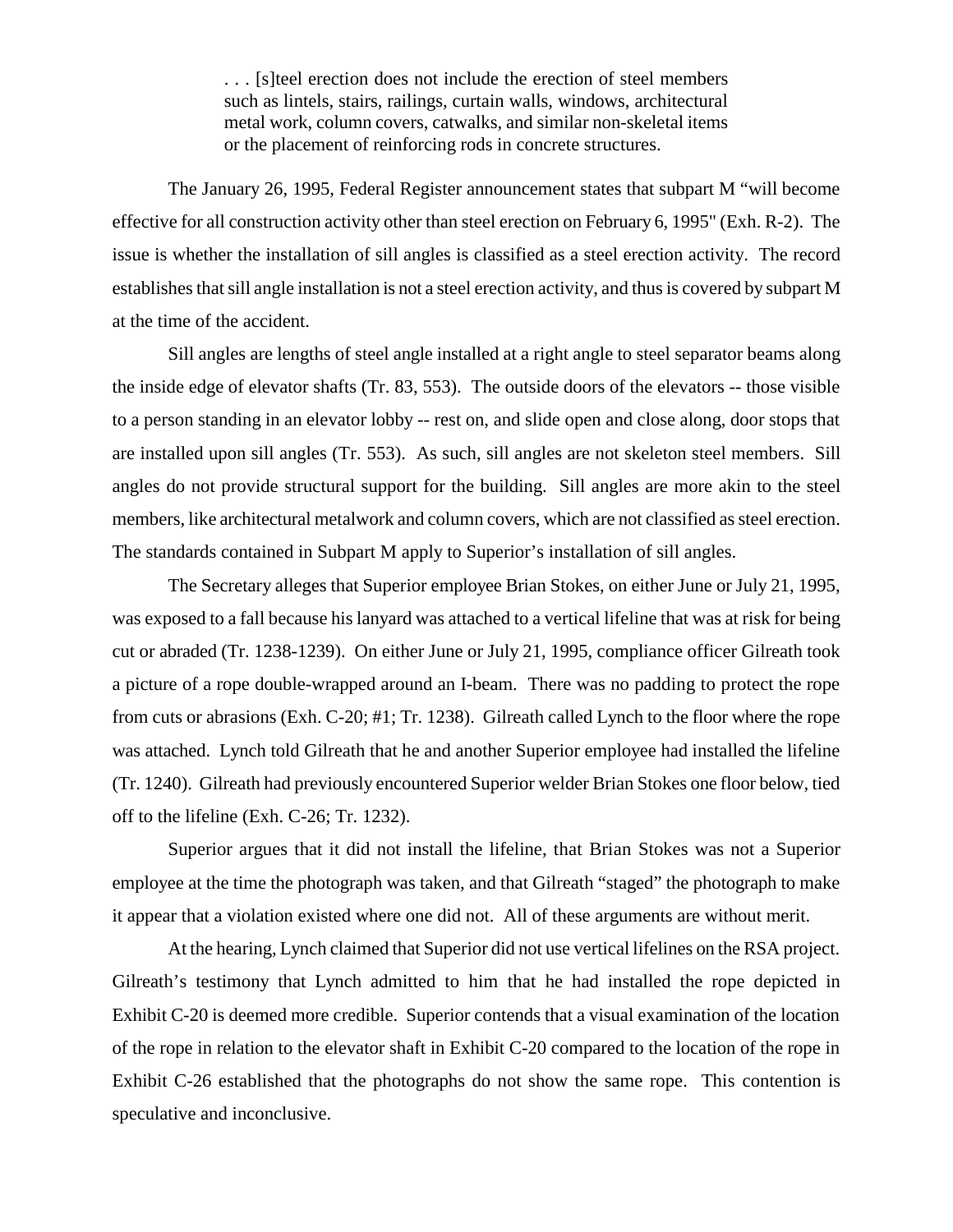> . . . [s]teel erection does not include the erection of steel members such as lintels, stairs, railings, curtain walls, windows, architectural metal work, column covers, catwalks, and similar non-skeletal items or the placement of reinforcing rods in concrete structures.

The January 26, 1995, Federal Register announcement states that subpart M "will become effective for all construction activity other than steel erection on February 6, 1995" (Exh. R-2). The issue is whether the installation of sill angles is classified as a steel erection activity. The record establishes that sill angle installation is not a steel erection activity, and thus is covered by subpart M at the time of the accident.

Sill angles are lengths of steel angle installed at a right angle to steel separator beams along the inside edge of elevator shafts (Tr. 83, 553). The outside doors of the elevators -- those visible to a person standing in an elevator lobby -- rest on, and slide open and close along, door stops that are installed upon sill angles (Tr. 553). As such, sill angles are not skeleton steel members. Sill angles do not provide structural support for the building. Sill angles are more akin to the steel members, like architectural metalwork and column covers, which are not classified as steel erection. The standards contained in Subpart M apply to Superior's installation of sill angles.

The Secretary alleges that Superior employee Brian Stokes, on either June or July 21, 1995, was exposed to a fall because his lanyard was attached to a vertical lifeline that was at risk for being cut or abraded (Tr. 1238-1239). On either June or July 21, 1995, compliance officer Gilreath took a picture of a rope double-wrapped around an I-beam. There was no padding to protect the rope from cuts or abrasions (Exh. C-20; #1; Tr. 1238). Gilreath called Lynch to the floor where the rope was attached. Lynch told Gilreath that he and another Superior employee had installed the lifeline (Tr. 1240). Gilreath had previously encountered Superior welder Brian Stokes one floor below, tied off to the lifeline (Exh. C-26; Tr. 1232).

Superior argues that it did not install the lifeline, that Brian Stokes was not a Superior employee at the time the photograph was taken, and that Gilreath "staged" the photograph to make it appear that a violation existed where one did not. All of these arguments are without merit.

At the hearing, Lynch claimed that Superior did not use vertical lifelines on the RSA project. Gilreath's testimony that Lynch admitted to him that he had installed the rope depicted in Exhibit C-20 is deemed more credible. Superior contends that a visual examination of the location of the rope in relation to the elevator shaft in Exhibit C-20 compared to the location of the rope in Exhibit C-26 established that the photographs do not show the same rope. This contention is speculative and inconclusive.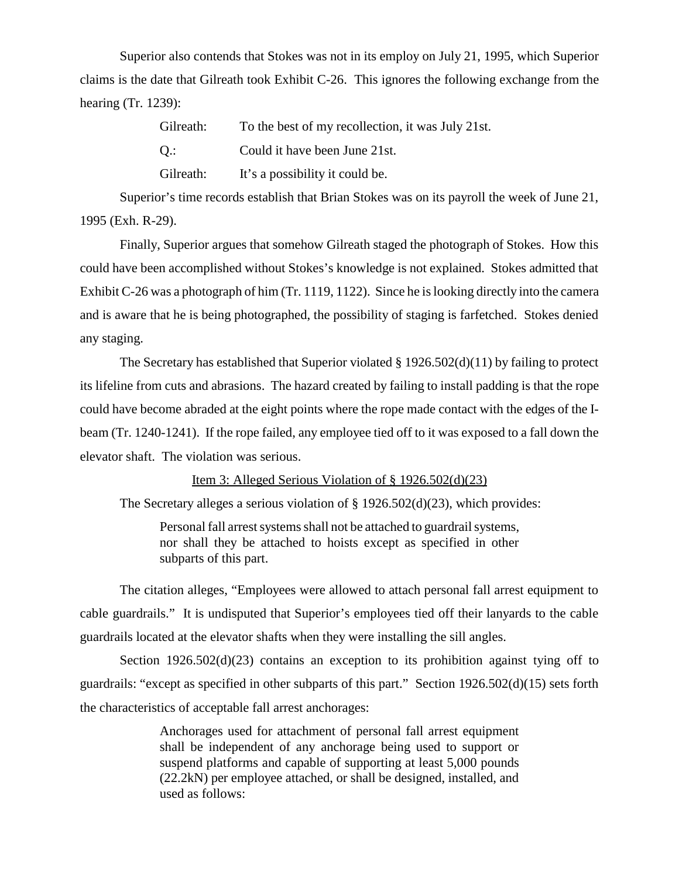Superior also contends that Stokes was not in its employ on July 21, 1995, which Superior claims is the date that Gilreath took Exhibit C-26. This ignores the following exchange from the hearing (Tr. 1239):

> Gilreath: To the best of my recollection, it was July 21st.
>
> Q.: Could it have been June 21st.
>
> Gilreath: It's a possibility it could be.

Superior's time records establish that Brian Stokes was on its payroll the week of June 21, 1995 (Exh. R-29).

Finally, Superior argues that somehow Gilreath staged the photograph of Stokes. How this could have been accomplished without Stokes's knowledge is not explained. Stokes admitted that Exhibit C-26 was a photograph of him (Tr. 1119, 1122). Since he is looking directly into the camera and is aware that he is being photographed, the possibility of staging is farfetched. Stokes denied any staging.

The Secretary has established that Superior violated § 1926.502(d)(11) by failing to protect its lifeline from cuts and abrasions. The hazard created by failing to install padding is that the rope could have become abraded at the eight points where the rope made contact with the edges of the I-beam (Tr. 1240-1241). If the rope failed, any employee tied off to it was exposed to a fall down the elevator shaft. The violation was serious.

<u>Item 3: Alleged Serious Violation of § 1926.502(d)(23)</u>

The Secretary alleges a serious violation of § 1926.502(d)(23), which provides:

> Personal fall arrest systems shall not be attached to guardrail systems, nor shall they be attached to hoists except as specified in other subparts of this part.

The citation alleges, "Employees were allowed to attach personal fall arrest equipment to cable guardrails." It is undisputed that Superior's employees tied off their lanyards to the cable guardrails located at the elevator shafts when they were installing the sill angles.

Section 1926.502(d)(23) contains an exception to its prohibition against tying off to guardrails: "except as specified in other subparts of this part." Section 1926.502(d)(15) sets forth the characteristics of acceptable fall arrest anchorages:

> Anchorages used for attachment of personal fall arrest equipment shall be independent of any anchorage being used to support or suspend platforms and capable of supporting at least 5,000 pounds (22.2kN) per employee attached, or shall be designed, installed, and used as follows: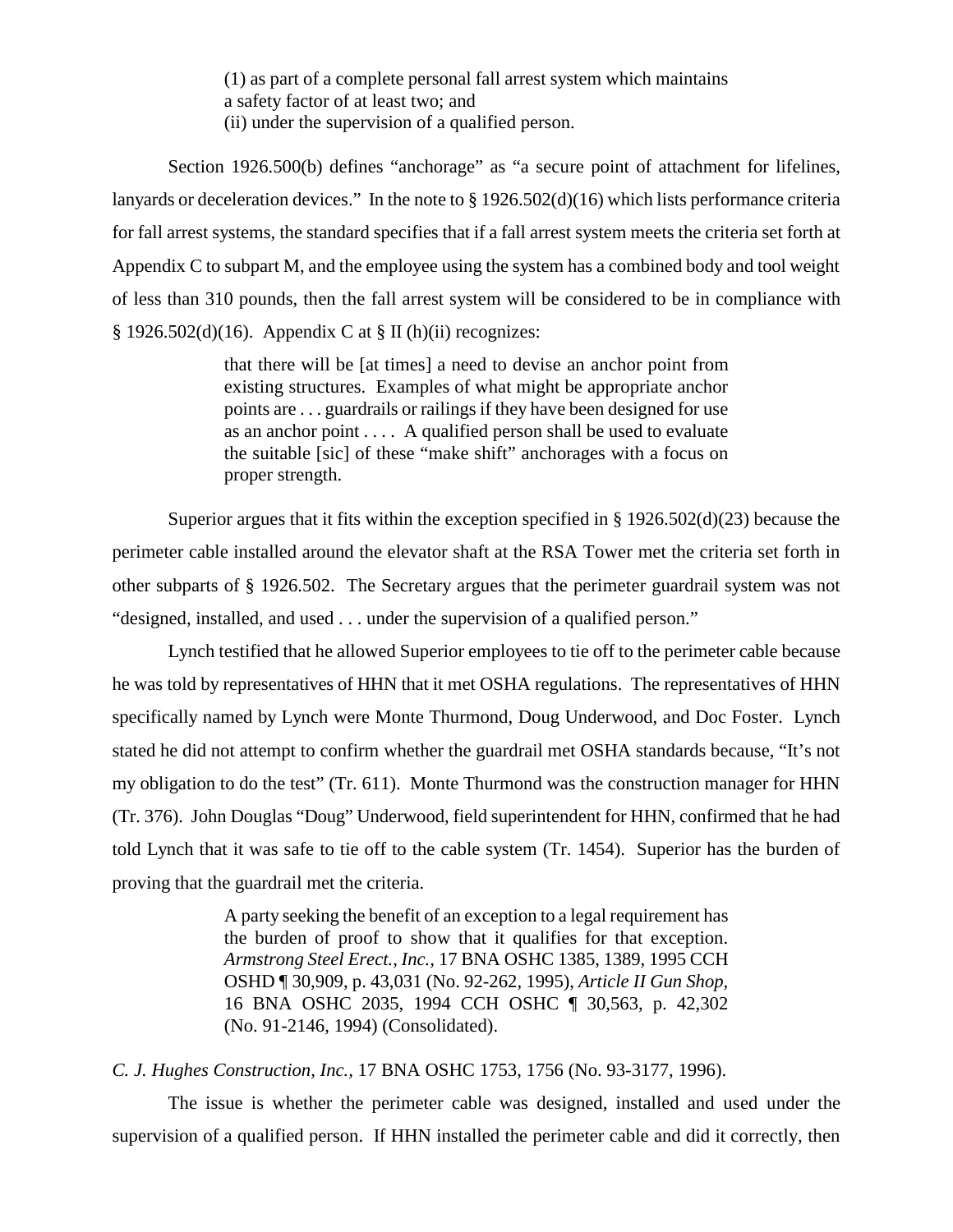> (1) as part of a complete personal fall arrest system which maintains a safety factor of at least two; and
> (ii) under the supervision of a qualified person.

Section 1926.500(b) defines "anchorage" as "a secure point of attachment for lifelines, lanyards or deceleration devices." In the note to § 1926.502(d)(16) which lists performance criteria for fall arrest systems, the standard specifies that if a fall arrest system meets the criteria set forth at Appendix C to subpart M, and the employee using the system has a combined body and tool weight of less than 310 pounds, then the fall arrest system will be considered to be in compliance with § 1926.502(d)(16). Appendix C at § II (h)(ii) recognizes:

> that there will be [at times] a need to devise an anchor point from existing structures. Examples of what might be appropriate anchor points are . . . guardrails or railings if they have been designed for use as an anchor point . . . . A qualified person shall be used to evaluate the suitable [sic] of these "make shift" anchorages with a focus on proper strength.

Superior argues that it fits within the exception specified in § 1926.502(d)(23) because the perimeter cable installed around the elevator shaft at the RSA Tower met the criteria set forth in other subparts of § 1926.502. The Secretary argues that the perimeter guardrail system was not "designed, installed, and used . . . under the supervision of a qualified person."

Lynch testified that he allowed Superior employees to tie off to the perimeter cable because he was told by representatives of HHN that it met OSHA regulations. The representatives of HHN specifically named by Lynch were Monte Thurmond, Doug Underwood, and Doc Foster. Lynch stated he did not attempt to confirm whether the guardrail met OSHA standards because, "It's not my obligation to do the test" (Tr. 611). Monte Thurmond was the construction manager for HHN (Tr. 376). John Douglas "Doug" Underwood, field superintendent for HHN, confirmed that he had told Lynch that it was safe to tie off to the cable system (Tr. 1454). Superior has the burden of proving that the guardrail met the criteria.

> A party seeking the benefit of an exception to a legal requirement has the burden of proof to show that it qualifies for that exception. *Armstrong Steel Erect., Inc.*, 17 BNA OSHC 1385, 1389, 1995 CCH OSHD ¶ 30,909, p. 43,031 (No. 92-262, 1995), *Article II Gun Shop*, 16 BNA OSHC 2035, 1994 CCH OSHC ¶ 30,563, p. 42,302 (No. 91-2146, 1994) (Consolidated).

*C. J. Hughes Construction, Inc.*, 17 BNA OSHC 1753, 1756 (No. 93-3177, 1996).

The issue is whether the perimeter cable was designed, installed and used under the supervision of a qualified person. If HHN installed the perimeter cable and did it correctly, then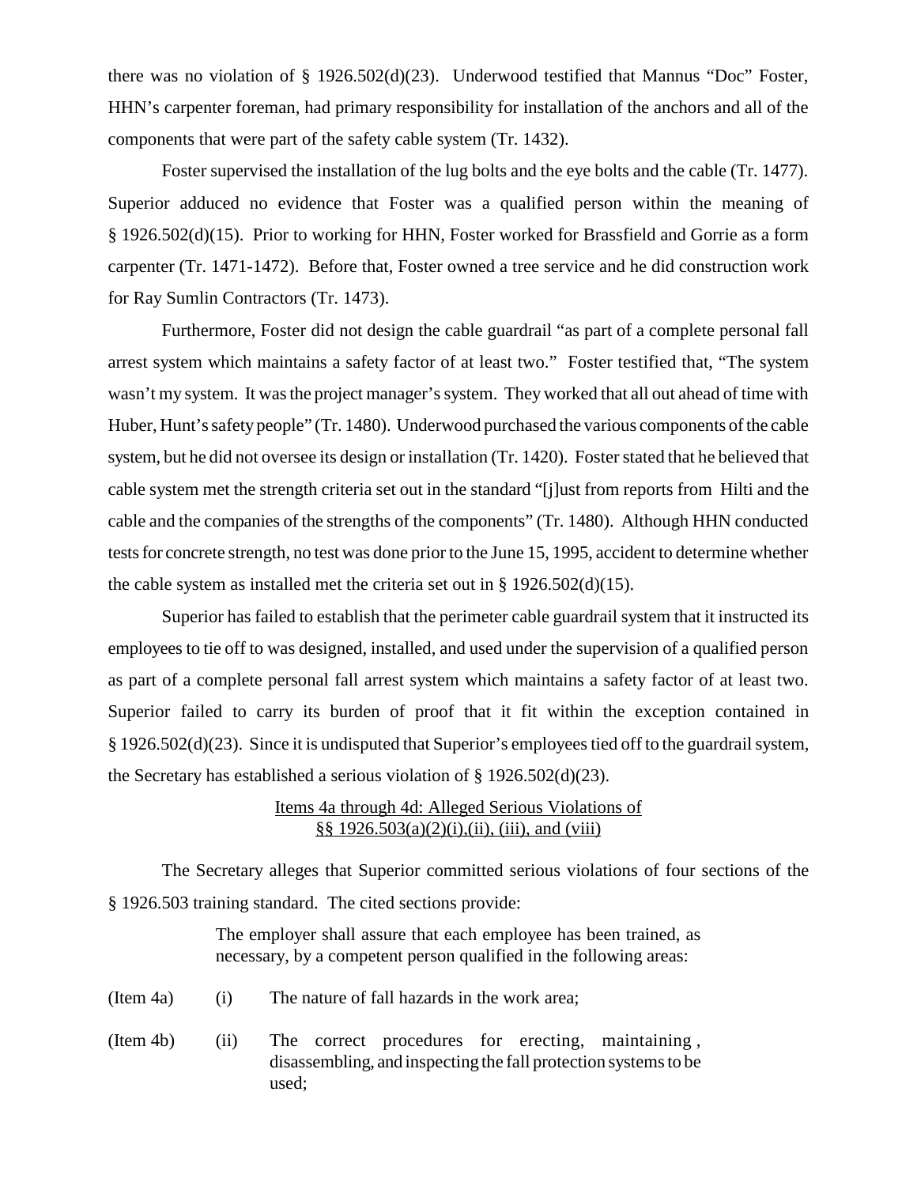there was no violation of § 1926.502(d)(23). Underwood testified that Mannus "Doc" Foster, HHN's carpenter foreman, had primary responsibility for installation of the anchors and all of the components that were part of the safety cable system (Tr. 1432).

Foster supervised the installation of the lug bolts and the eye bolts and the cable (Tr. 1477). Superior adduced no evidence that Foster was a qualified person within the meaning of § 1926.502(d)(15). Prior to working for HHN, Foster worked for Brassfield and Gorrie as a form carpenter (Tr. 1471-1472). Before that, Foster owned a tree service and he did construction work for Ray Sumlin Contractors (Tr. 1473).

Furthermore, Foster did not design the cable guardrail "as part of a complete personal fall arrest system which maintains a safety factor of at least two." Foster testified that, "The system wasn't my system. It was the project manager's system. They worked that all out ahead of time with Huber, Hunt's safety people" (Tr. 1480). Underwood purchased the various components of the cable system, but he did not oversee its design or installation (Tr. 1420). Foster stated that he believed that cable system met the strength criteria set out in the standard "[j]ust from reports from Hilti and the cable and the companies of the strengths of the components" (Tr. 1480). Although HHN conducted tests for concrete strength, no test was done prior to the June 15, 1995, accident to determine whether the cable system as installed met the criteria set out in § 1926.502(d)(15).

Superior has failed to establish that the perimeter cable guardrail system that it instructed its employees to tie off to was designed, installed, and used under the supervision of a qualified person as part of a complete personal fall arrest system which maintains a safety factor of at least two. Superior failed to carry its burden of proof that it fit within the exception contained in § 1926.502(d)(23). Since it is undisputed that Superior's employees tied off to the guardrail system, the Secretary has established a serious violation of § 1926.502(d)(23).

<u>Items 4a through 4d: Alleged Serious Violations of §§ 1926.503(a)(2)(i),(ii), (iii), and (viii)</u>

The Secretary alleges that Superior committed serious violations of four sections of the § 1926.503 training standard. The cited sections provide:

> The employer shall assure that each employee has been trained, as necessary, by a competent person qualified in the following areas:

(Item 4a) (i) The nature of fall hazards in the work area;

(Item 4b) (ii) The correct procedures for erecting, maintaining, disassembling, and inspecting the fall protection systems to be used;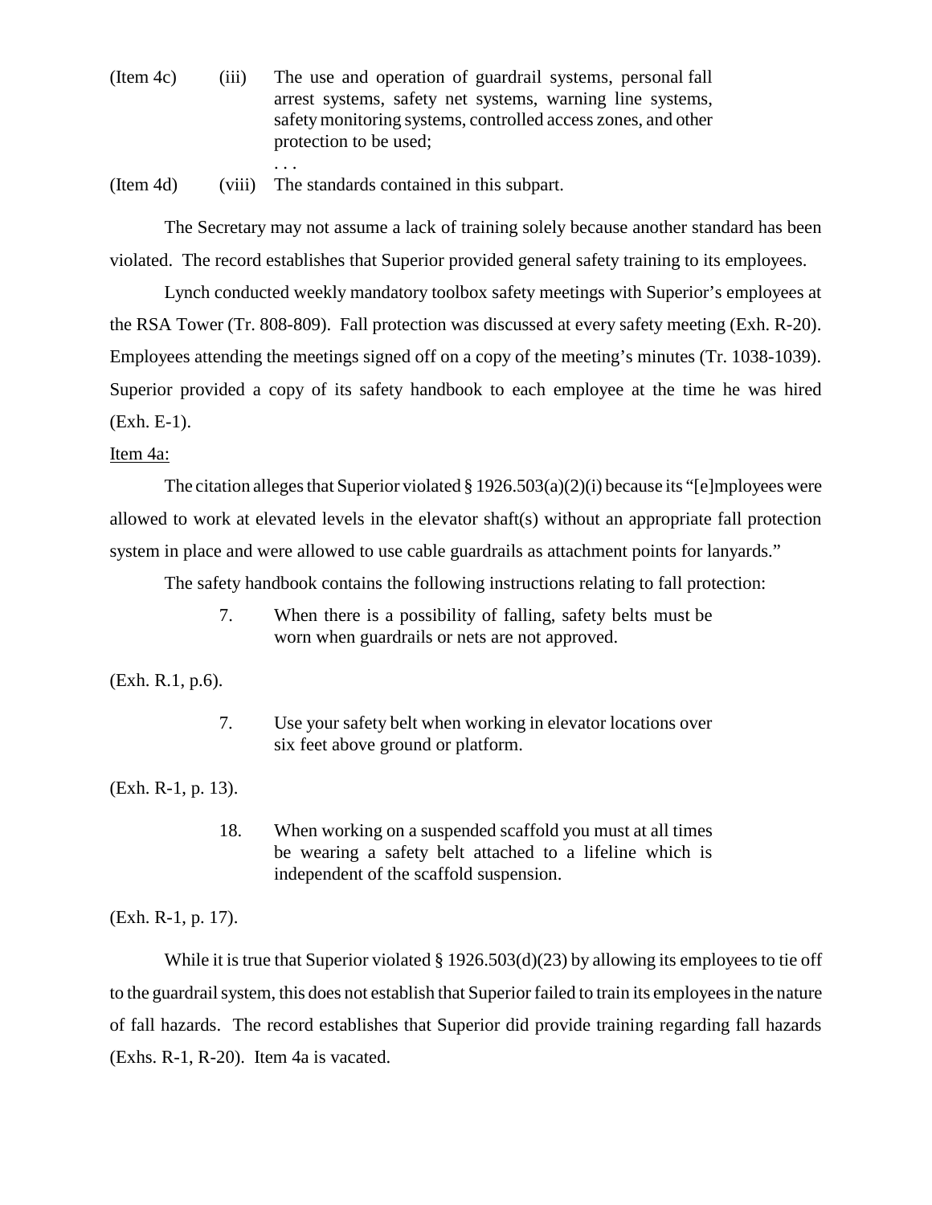(Item 4c) (iii) The use and operation of guardrail systems, personal fall arrest systems, safety net systems, warning line systems, safety monitoring systems, controlled access zones, and other protection to be used;

. . .

(Item 4d) (viii) The standards contained in this subpart.

The Secretary may not assume a lack of training solely because another standard has been violated. The record establishes that Superior provided general safety training to its employees.

Lynch conducted weekly mandatory toolbox safety meetings with Superior's employees at the RSA Tower (Tr. 808-809). Fall protection was discussed at every safety meeting (Exh. R-20). Employees attending the meetings signed off on a copy of the meeting's minutes (Tr. 1038-1039). Superior provided a copy of its safety handbook to each employee at the time he was hired (Exh. E-1).

Item 4a:

The citation alleges that Superior violated § 1926.503(a)(2)(i) because its "[e]mployees were allowed to work at elevated levels in the elevator shaft(s) without an appropriate fall protection system in place and were allowed to use cable guardrails as attachment points for lanyards."

The safety handbook contains the following instructions relating to fall protection:

> 7. When there is a possibility of falling, safety belts must be worn when guardrails or nets are not approved.

(Exh. R.1, p.6).

> 7. Use your safety belt when working in elevator locations over six feet above ground or platform.

(Exh. R-1, p. 13).

> 18. When working on a suspended scaffold you must at all times be wearing a safety belt attached to a lifeline which is independent of the scaffold suspension.

(Exh. R-1, p. 17).

While it is true that Superior violated § 1926.503(d)(23) by allowing its employees to tie off to the guardrail system, this does not establish that Superior failed to train its employees in the nature of fall hazards. The record establishes that Superior did provide training regarding fall hazards (Exhs. R-1, R-20). Item 4a is vacated.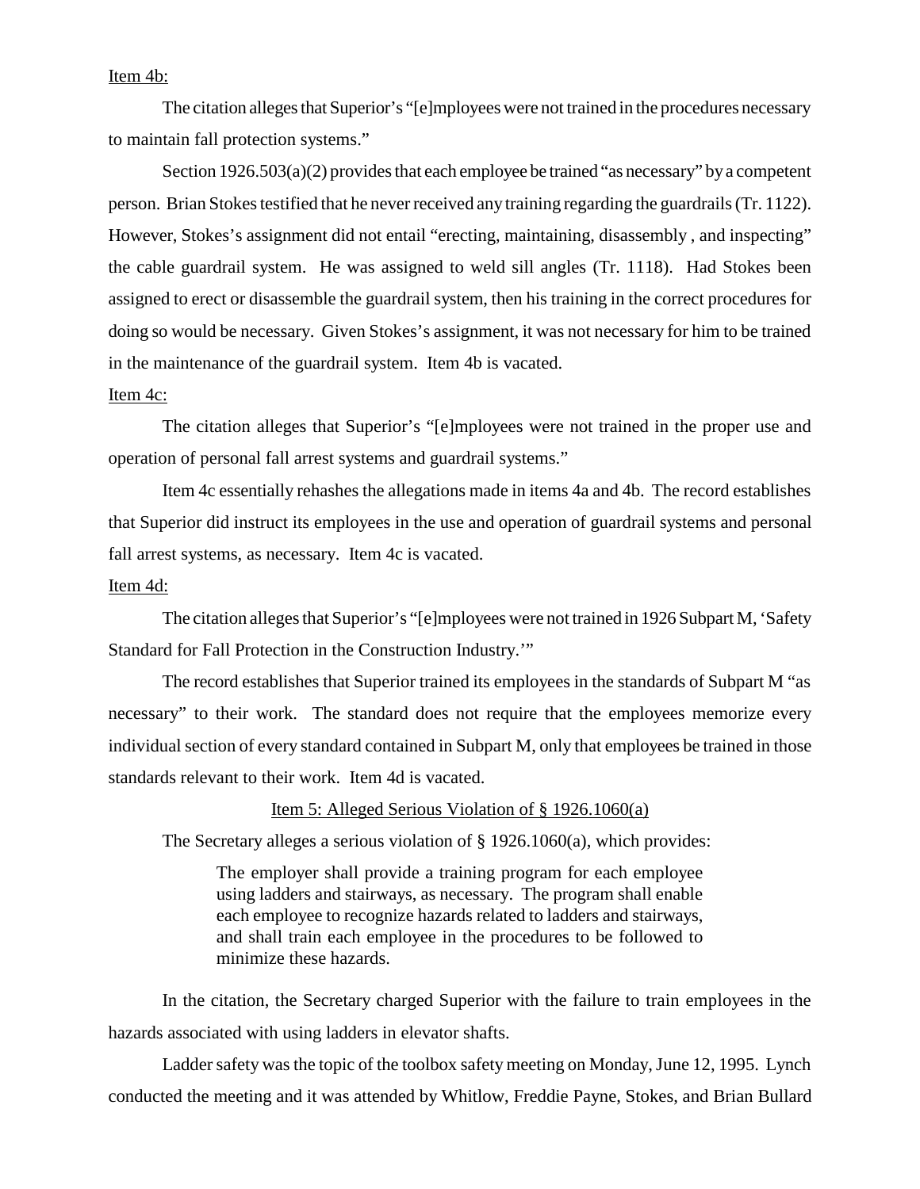Item 4b:

The citation alleges that Superior's "[e]mployees were not trained in the procedures necessary to maintain fall protection systems."

Section 1926.503(a)(2) provides that each employee be trained "as necessary" by a competent person. Brian Stokes testified that he never received any training regarding the guardrails (Tr. 1122). However, Stokes's assignment did not entail "erecting, maintaining, disassembly , and inspecting" the cable guardrail system. He was assigned to weld sill angles (Tr. 1118). Had Stokes been assigned to erect or disassemble the guardrail system, then his training in the correct procedures for doing so would be necessary. Given Stokes's assignment, it was not necessary for him to be trained in the maintenance of the guardrail system. Item 4b is vacated.

Item 4c:

The citation alleges that Superior's "[e]mployees were not trained in the proper use and operation of personal fall arrest systems and guardrail systems."

Item 4c essentially rehashes the allegations made in items 4a and 4b. The record establishes that Superior did instruct its employees in the use and operation of guardrail systems and personal fall arrest systems, as necessary. Item 4c is vacated.

Item 4d:

The citation alleges that Superior's "[e]mployees were not trained in 1926 Subpart M, 'Safety Standard for Fall Protection in the Construction Industry.'"

The record establishes that Superior trained its employees in the standards of Subpart M "as necessary" to their work. The standard does not require that the employees memorize every individual section of every standard contained in Subpart M, only that employees be trained in those standards relevant to their work. Item 4d is vacated.

Item 5: Alleged Serious Violation of § 1926.1060(a)

The Secretary alleges a serious violation of § 1926.1060(a), which provides:

> The employer shall provide a training program for each employee using ladders and stairways, as necessary. The program shall enable each employee to recognize hazards related to ladders and stairways, and shall train each employee in the procedures to be followed to minimize these hazards.

In the citation, the Secretary charged Superior with the failure to train employees in the hazards associated with using ladders in elevator shafts.

Ladder safety was the topic of the toolbox safety meeting on Monday, June 12, 1995. Lynch conducted the meeting and it was attended by Whitlow, Freddie Payne, Stokes, and Brian Bullard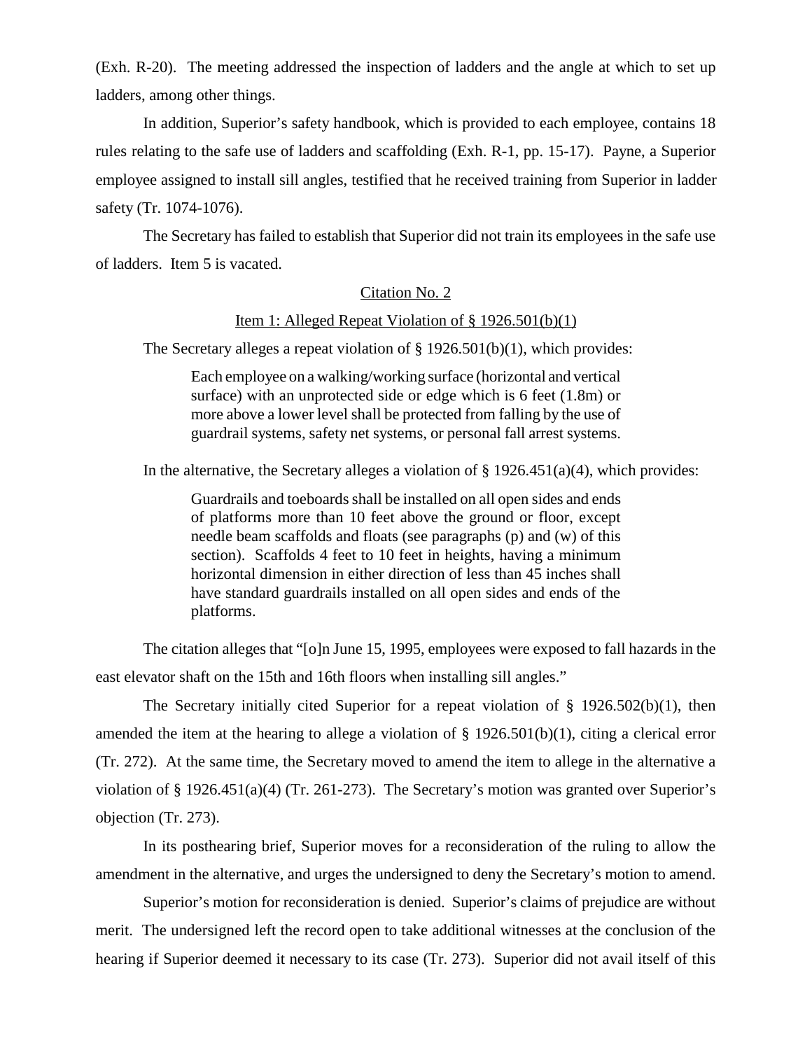(Exh. R-20). The meeting addressed the inspection of ladders and the angle at which to set up ladders, among other things.

In addition, Superior's safety handbook, which is provided to each employee, contains 18 rules relating to the safe use of ladders and scaffolding (Exh. R-1, pp. 15-17). Payne, a Superior employee assigned to install sill angles, testified that he received training from Superior in ladder safety (Tr. 1074-1076).

The Secretary has failed to establish that Superior did not train its employees in the safe use of ladders. Item 5 is vacated.

<u>Citation No. 2</u>

<u>Item 1: Alleged Repeat Violation of § 1926.501(b)(1)</u>

The Secretary alleges a repeat violation of § 1926.501(b)(1), which provides:

> Each employee on a walking/working surface (horizontal and vertical surface) with an unprotected side or edge which is 6 feet (1.8m) or more above a lower level shall be protected from falling by the use of guardrail systems, safety net systems, or personal fall arrest systems.

In the alternative, the Secretary alleges a violation of § 1926.451(a)(4), which provides:

> Guardrails and toeboards shall be installed on all open sides and ends of platforms more than 10 feet above the ground or floor, except needle beam scaffolds and floats (see paragraphs (p) and (w) of this section). Scaffolds 4 feet to 10 feet in heights, having a minimum horizontal dimension in either direction of less than 45 inches shall have standard guardrails installed on all open sides and ends of the platforms.

The citation alleges that "[o]n June 15, 1995, employees were exposed to fall hazards in the east elevator shaft on the 15th and 16th floors when installing sill angles."

The Secretary initially cited Superior for a repeat violation of § 1926.502(b)(1), then amended the item at the hearing to allege a violation of § 1926.501(b)(1), citing a clerical error (Tr. 272). At the same time, the Secretary moved to amend the item to allege in the alternative a violation of § 1926.451(a)(4) (Tr. 261-273). The Secretary's motion was granted over Superior's objection (Tr. 273).

In its posthearing brief, Superior moves for a reconsideration of the ruling to allow the amendment in the alternative, and urges the undersigned to deny the Secretary's motion to amend.

Superior's motion for reconsideration is denied. Superior's claims of prejudice are without merit. The undersigned left the record open to take additional witnesses at the conclusion of the hearing if Superior deemed it necessary to its case (Tr. 273). Superior did not avail itself of this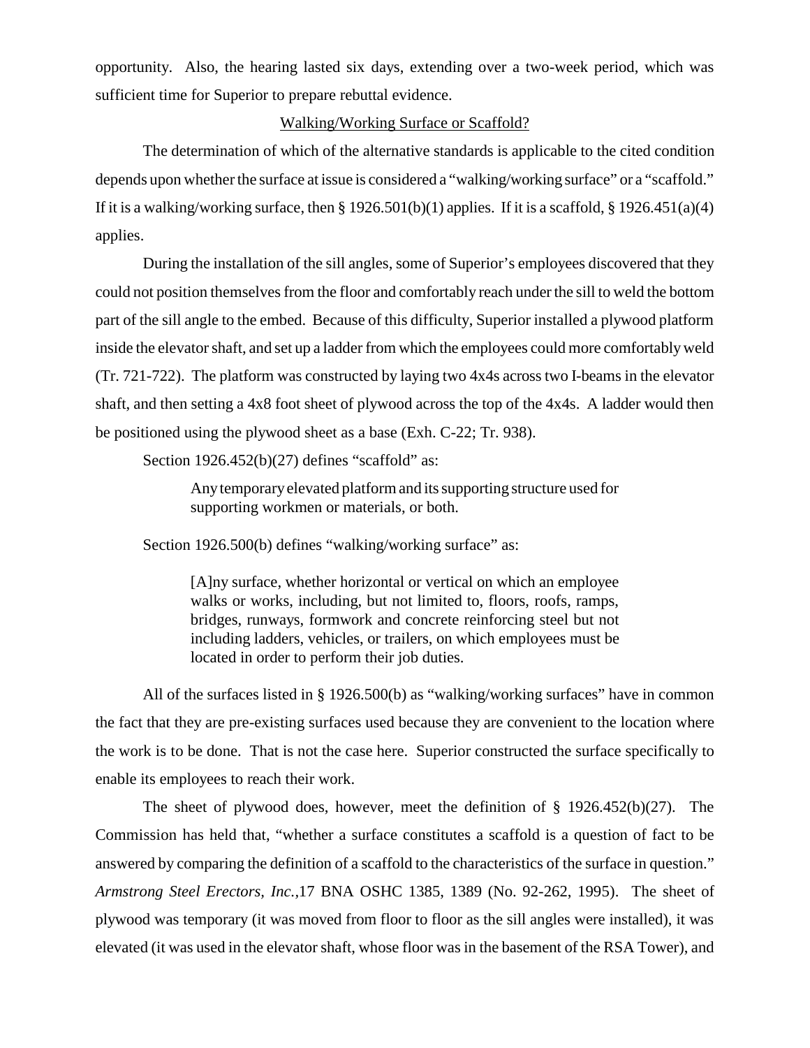opportunity. Also, the hearing lasted six days, extending over a two-week period, which was sufficient time for Superior to prepare rebuttal evidence.

## Walking/Working Surface or Scaffold?

The determination of which of the alternative standards is applicable to the cited condition depends upon whether the surface at issue is considered a "walking/working surface" or a "scaffold." If it is a walking/working surface, then § 1926.501(b)(1) applies. If it is a scaffold, § 1926.451(a)(4) applies.

During the installation of the sill angles, some of Superior's employees discovered that they could not position themselves from the floor and comfortably reach under the sill to weld the bottom part of the sill angle to the embed. Because of this difficulty, Superior installed a plywood platform inside the elevator shaft, and set up a ladder from which the employees could more comfortably weld (Tr. 721-722). The platform was constructed by laying two 4x4s across two I-beams in the elevator shaft, and then setting a 4x8 foot sheet of plywood across the top of the 4x4s. A ladder would then be positioned using the plywood sheet as a base (Exh. C-22; Tr. 938).

Section 1926.452(b)(27) defines "scaffold" as:

> Any temporary elevated platform and its supporting structure used for supporting workmen or materials, or both.

Section 1926.500(b) defines "walking/working surface" as:

> [A]ny surface, whether horizontal or vertical on which an employee walks or works, including, but not limited to, floors, roofs, ramps, bridges, runways, formwork and concrete reinforcing steel but not including ladders, vehicles, or trailers, on which employees must be located in order to perform their job duties.

All of the surfaces listed in § 1926.500(b) as "walking/working surfaces" have in common the fact that they are pre-existing surfaces used because they are convenient to the location where the work is to be done. That is not the case here. Superior constructed the surface specifically to enable its employees to reach their work.

The sheet of plywood does, however, meet the definition of § 1926.452(b)(27). The Commission has held that, "whether a surface constitutes a scaffold is a question of fact to be answered by comparing the definition of a scaffold to the characteristics of the surface in question." *Armstrong Steel Erectors, Inc.*,17 BNA OSHC 1385, 1389 (No. 92-262, 1995). The sheet of plywood was temporary (it was moved from floor to floor as the sill angles were installed), it was elevated (it was used in the elevator shaft, whose floor was in the basement of the RSA Tower), and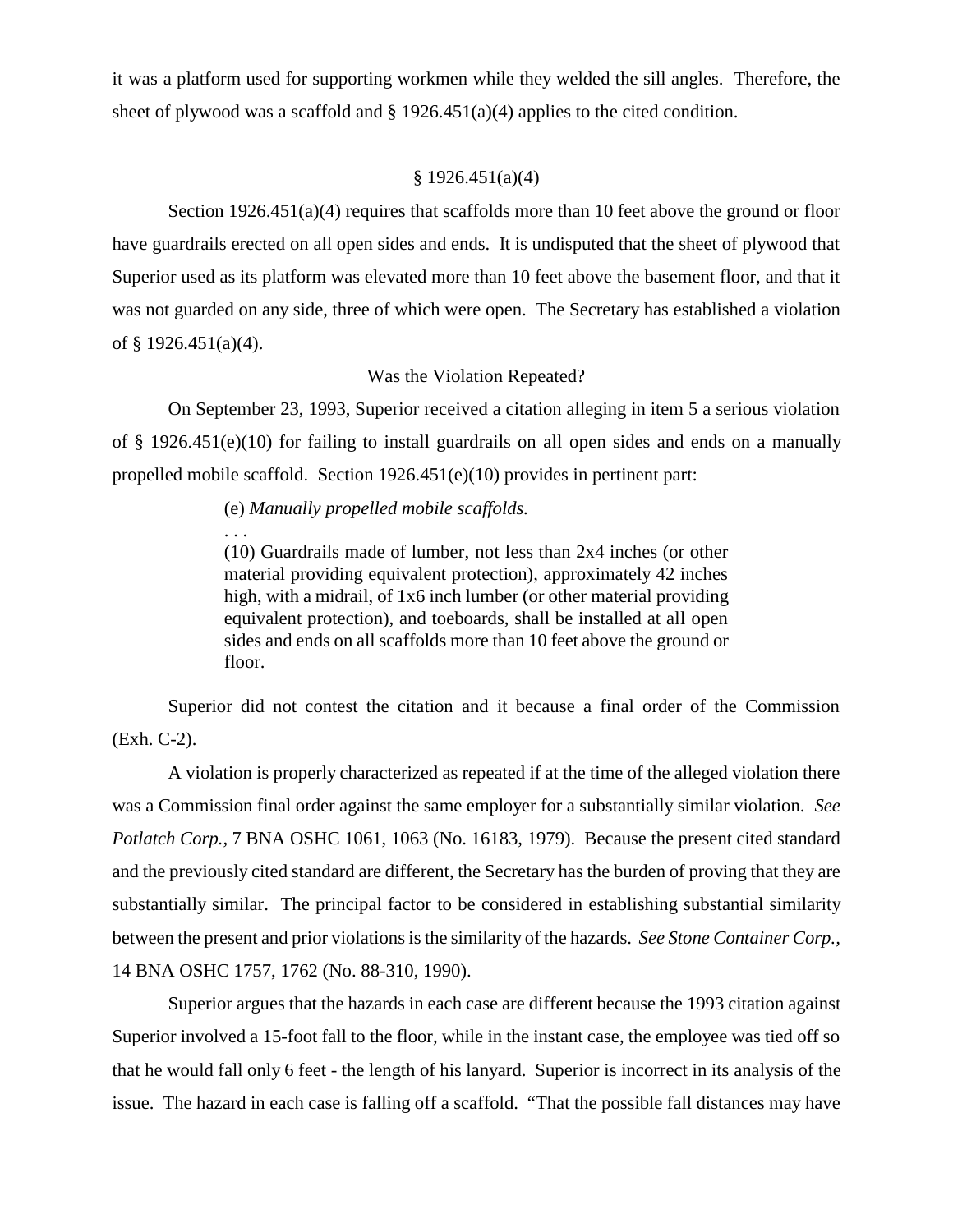it was a platform used for supporting workmen while they welded the sill angles. Therefore, the sheet of plywood was a scaffold and § 1926.451(a)(4) applies to the cited condition.

<u>§ 1926.451(a)(4)</u>

Section 1926.451(a)(4) requires that scaffolds more than 10 feet above the ground or floor have guardrails erected on all open sides and ends. It is undisputed that the sheet of plywood that Superior used as its platform was elevated more than 10 feet above the basement floor, and that it was not guarded on any side, three of which were open. The Secretary has established a violation of § 1926.451(a)(4).

<u>Was the Violation Repeated?</u>

On September 23, 1993, Superior received a citation alleging in item 5 a serious violation of § 1926.451(e)(10) for failing to install guardrails on all open sides and ends on a manually propelled mobile scaffold. Section 1926.451(e)(10) provides in pertinent part:

> (e) *Manually propelled mobile scaffolds.*
>
> . . .
>
> (10) Guardrails made of lumber, not less than 2x4 inches (or other material providing equivalent protection), approximately 42 inches high, with a midrail, of 1x6 inch lumber (or other material providing equivalent protection), and toeboards, shall be installed at all open sides and ends on all scaffolds more than 10 feet above the ground or floor.

Superior did not contest the citation and it because a final order of the Commission (Exh. C-2).

A violation is properly characterized as repeated if at the time of the alleged violation there was a Commission final order against the same employer for a substantially similar violation. *See Potlatch Corp.*, 7 BNA OSHC 1061, 1063 (No. 16183, 1979). Because the present cited standard and the previously cited standard are different, the Secretary has the burden of proving that they are substantially similar. The principal factor to be considered in establishing substantial similarity between the present and prior violations is the similarity of the hazards. *See Stone Container Corp.*, 14 BNA OSHC 1757, 1762 (No. 88-310, 1990).

Superior argues that the hazards in each case are different because the 1993 citation against Superior involved a 15-foot fall to the floor, while in the instant case, the employee was tied off so that he would fall only 6 feet - the length of his lanyard. Superior is incorrect in its analysis of the issue. The hazard in each case is falling off a scaffold. "That the possible fall distances may have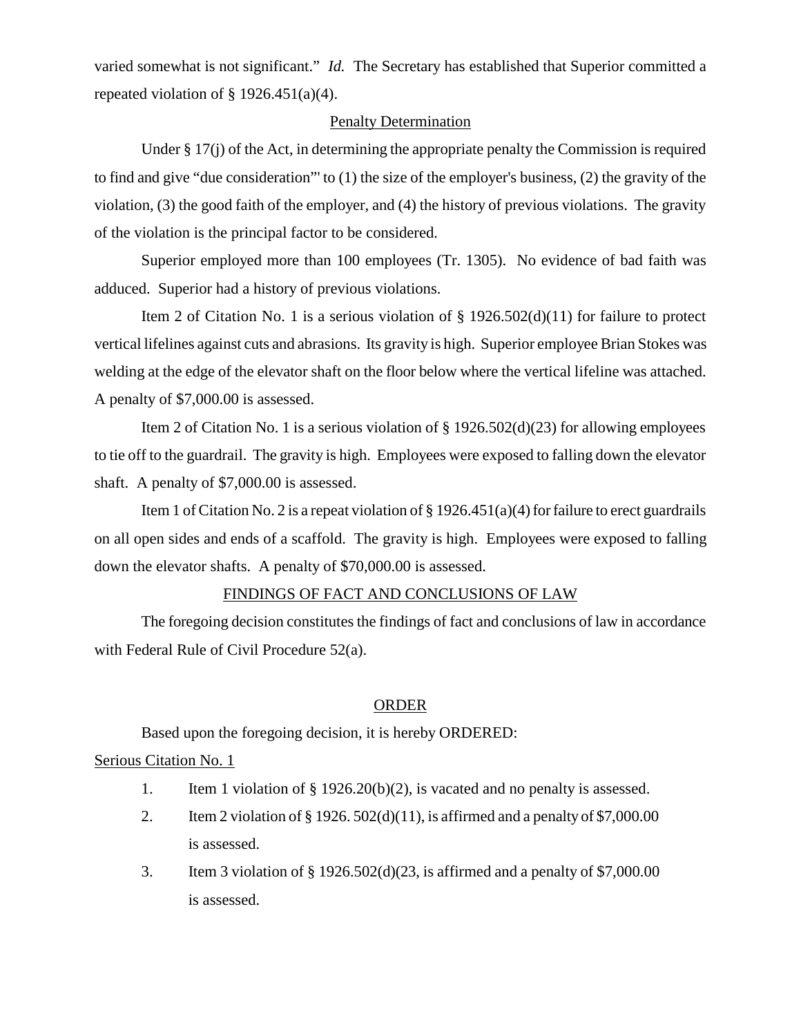varied somewhat is not significant." *Id.* The Secretary has established that Superior committed a repeated violation of § 1926.451(a)(4).

## Penalty Determination

Under § 17(j) of the Act, in determining the appropriate penalty the Commission is required to find and give "due consideration"' to (1) the size of the employer's business, (2) the gravity of the violation, (3) the good faith of the employer, and (4) the history of previous violations. The gravity of the violation is the principal factor to be considered.

Superior employed more than 100 employees (Tr. 1305). No evidence of bad faith was adduced. Superior had a history of previous violations.

Item 2 of Citation No. 1 is a serious violation of § 1926.502(d)(11) for failure to protect vertical lifelines against cuts and abrasions. Its gravity is high. Superior employee Brian Stokes was welding at the edge of the elevator shaft on the floor below where the vertical lifeline was attached. A penalty of $7,000.00 is assessed.

Item 2 of Citation No. 1 is a serious violation of § 1926.502(d)(23) for allowing employees to tie off to the guardrail. The gravity is high. Employees were exposed to falling down the elevator shaft. A penalty of $7,000.00 is assessed.

Item 1 of Citation No. 2 is a repeat violation of § 1926.451(a)(4) for failure to erect guardrails on all open sides and ends of a scaffold. The gravity is high. Employees were exposed to falling down the elevator shafts. A penalty of $70,000.00 is assessed.

## FINDINGS OF FACT AND CONCLUSIONS OF LAW

The foregoing decision constitutes the findings of fact and conclusions of law in accordance with Federal Rule of Civil Procedure 52(a).

## ORDER

Based upon the foregoing decision, it is hereby ORDERED:

Serious Citation No. 1

1. Item 1 violation of § 1926.20(b)(2), is vacated and no penalty is assessed.
2. Item 2 violation of § 1926. 502(d)(11), is affirmed and a penalty of $7,000.00 is assessed.
3. Item 3 violation of § 1926.502(d)(23, is affirmed and a penalty of $7,000.00 is assessed.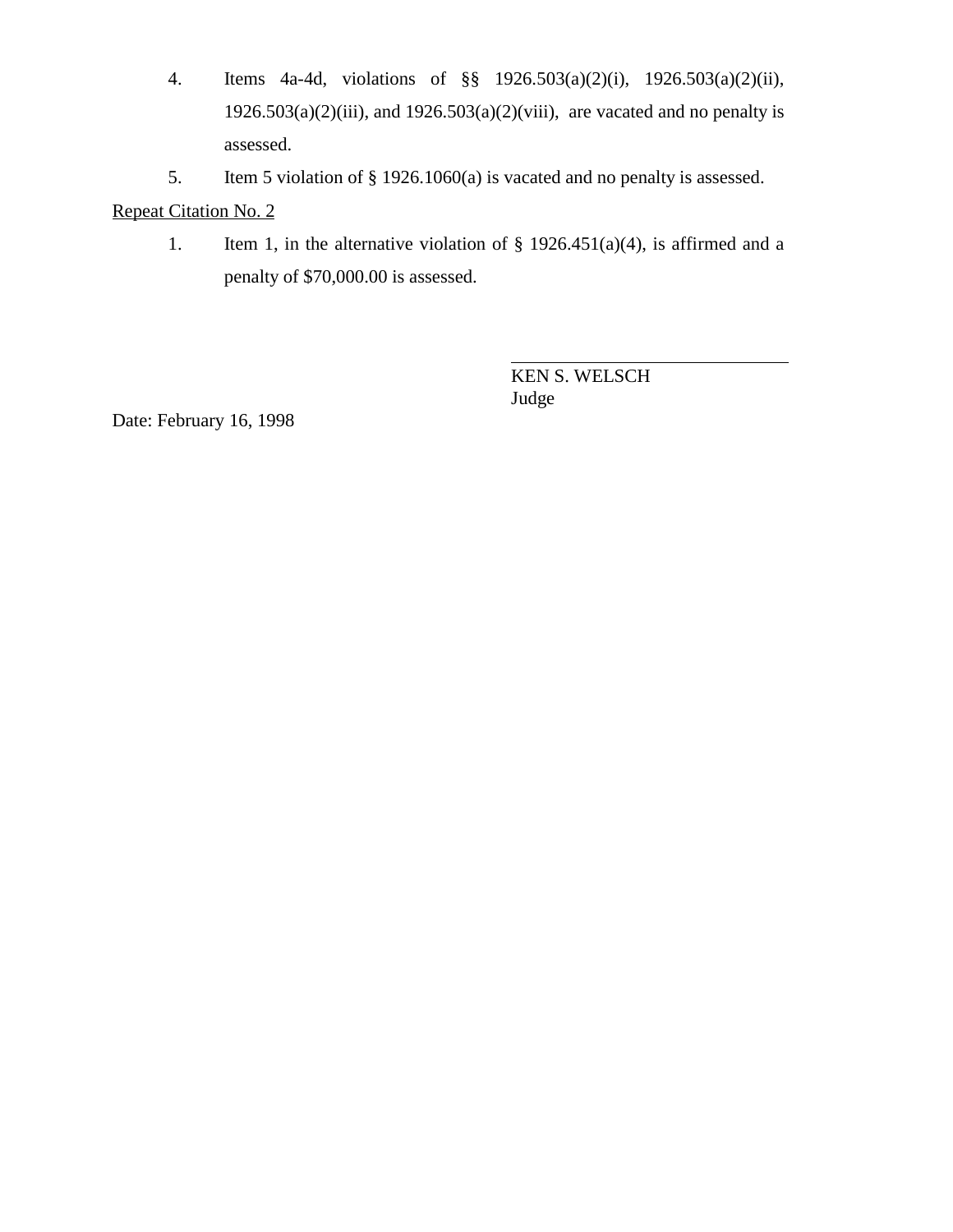4. Items 4a-4d, violations of §§ 1926.503(a)(2)(i), 1926.503(a)(2)(ii), 1926.503(a)(2)(iii), and 1926.503(a)(2)(viii), are vacated and no penalty is assessed.
5. Item 5 violation of § 1926.1060(a) is vacated and no penalty is assessed.

<u>Repeat Citation No. 2</u>

1. Item 1, in the alternative violation of § 1926.451(a)(4), is affirmed and a penalty of $70,000.00 is assessed.

KEN S. WELSCH
Judge

Date: February 16, 1998